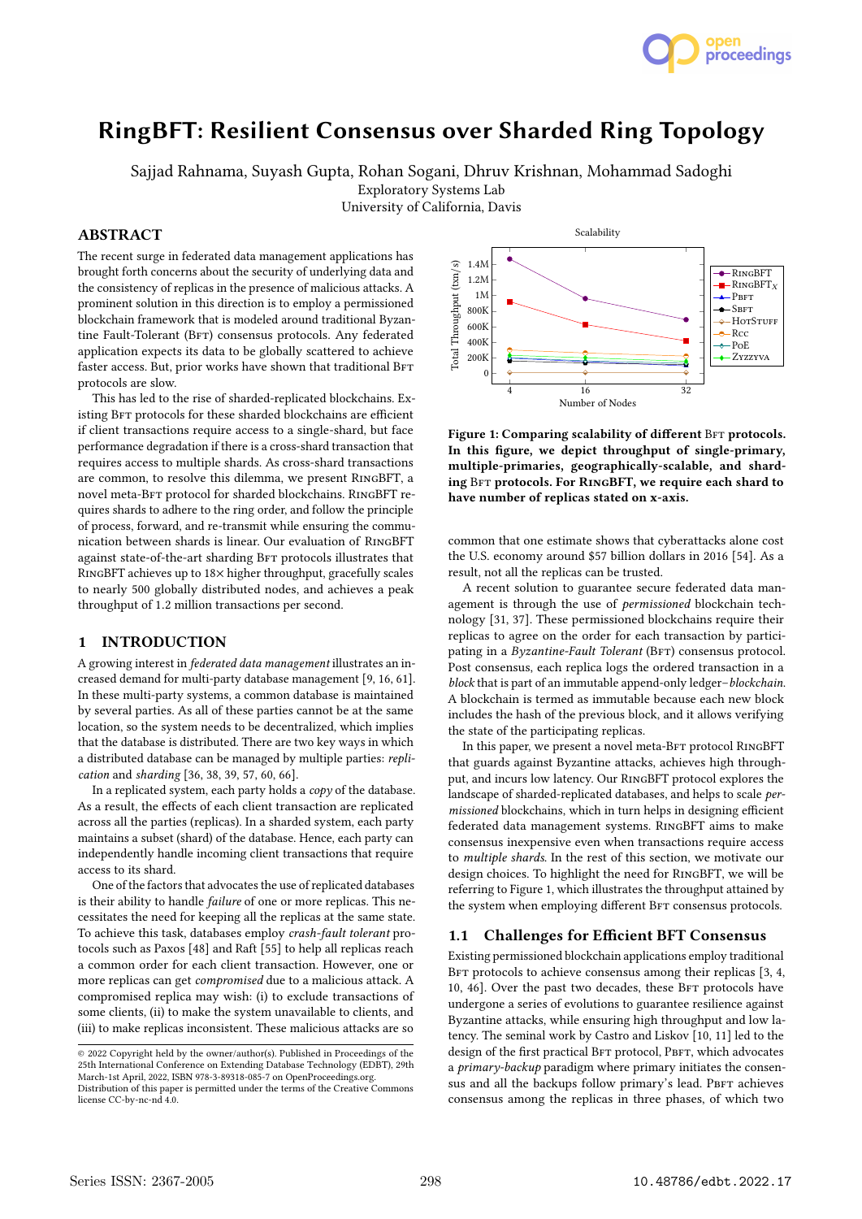# RingBFT: Resilient Consensus over Sharded Ring Topology

Sajjad Rahnama, Suyash Gupta, Rohan Sogani, Dhruv Krishnan, Mohammad Sadoghi
Exploratory Systems Lab
University of California, Davis

## ABSTRACT

The recent surge in federated data management applications has brought forth concerns about the security of underlying data and the consistency of replicas in the presence of malicious attacks. A prominent solution in this direction is to employ a permissioned blockchain framework that is modeled around traditional Byzantine Fault-Tolerant (Bft) consensus protocols. Any federated application expects its data to be globally scattered to achieve faster access. But, prior works have shown that traditional Bft protocols are slow.

This has led to the rise of sharded-replicated blockchains. Existing Bft protocols for these sharded blockchains are efficient if client transactions require access to a single-shard, but face performance degradation if there is a cross-shard transaction that requires access to multiple shards. As cross-shard transactions are common, to resolve this dilemma, we present RingBFT, a novel meta-Bft protocol for sharded blockchains. RingBFT requires shards to adhere to the ring order, and follow the principle of process, forward, and re-transmit while ensuring the communication between shards is linear. Our evaluation of RingBFT against state-of-the-art sharding Bft protocols illustrates that RingBFT achieves up to 18× higher throughput, gracefully scales to nearly 500 globally distributed nodes, and achieves a peak throughput of 1.2 million transactions per second.

**Figure 1: Comparing scalability of different Bft protocols. In this figure, we depict throughput of single-primary, multiple-primaries, geographically-scalable, and sharding Bft protocols. For RingBFT, we require each shard to have number of replicas stated on x-axis.**

## 1 INTRODUCTION

A growing interest in *federated data management* illustrates an increased demand for multi-party database management [9, 16, 61]. In these multi-party systems, a common database is maintained by several parties. As all of these parties cannot be at the same location, so the system needs to be decentralized, which implies that the database is distributed. There are two key ways in which a distributed database can be managed by multiple parties: *replication* and *sharding* [36, 38, 39, 57, 60, 66].

In a replicated system, each party holds a *copy* of the database. As a result, the effects of each client transaction are replicated across all the parties (replicas). In a sharded system, each party maintains a subset (shard) of the database. Hence, each party can independently handle incoming client transactions that require access to its shard.

One of the factors that advocates the use of replicated databases is their ability to handle *failure* of one or more replicas. This necessitates the need for keeping all the replicas at the same state. To achieve this task, databases employ *crash-fault tolerant* protocols such as Paxos [48] and Raft [55] to help all replicas reach a common order for each client transaction. However, one or more replicas can get *compromised* due to a malicious attack. A compromised replica may wish: (i) to exclude transactions of some clients, (ii) to make the system unavailable to clients, and (iii) to make replicas inconsistent. These malicious attacks are so common that one estimate shows that cyberattacks alone cost the U.S. economy around $57 billion dollars in 2016 [54]. As a result, not all the replicas can be trusted.

A recent solution to guarantee secure federated data management is through the use of *permissioned* blockchain technology [31, 37]. These permissioned blockchains require their replicas to agree on the order for each transaction by participating in a *Byzantine-Fault Tolerant* (Bft) consensus protocol. Post consensus, each replica logs the ordered transaction in a *block* that is part of an immutable append-only ledger–*blockchain*. A blockchain is termed as immutable because each new block includes the hash of the previous block, and it allows verifying the state of the participating replicas.

In this paper, we present a novel meta-Bft protocol RingBFT that guards against Byzantine attacks, achieves high throughput, and incurs low latency. Our RingBFT protocol explores the landscape of sharded-replicated databases, and helps to scale *permissioned* blockchains, which in turn helps in designing efficient federated data management systems. RingBFT aims to make consensus inexpensive even when transactions require access to *multiple shards*. In the rest of this section, we motivate our design choices. To highlight the need for RingBFT, we will be referring to Figure 1, which illustrates the throughput attained by the system when employing different Bft consensus protocols.

### 1.1 Challenges for Efficient BFT Consensus

Existing permissioned blockchain applications employ traditional Bft protocols to achieve consensus among their replicas [3, 4, 10, 46]. Over the past two decades, these Bft protocols have undergone a series of evolutions to guarantee resilience against Byzantine attacks, while ensuring high throughput and low latency. The seminal work by Castro and Liskov [10, 11] led to the design of the first practical Bft protocol, Pbft, which advocates a *primary-backup* paradigm where primary initiates the consensus and all the backups follow primary's lead. Pbft achieves consensus among the replicas in three phases, of which two

© 2022 Copyright held by the owner/author(s). Published in Proceedings of the 25th International Conference on Extending Database Technology (EDBT), 29th March-1st April, 2022, ISBN 978-3-89318-085-7 on OpenProceedings.org.
Distribution of this paper is permitted under the terms of the Creative Commons license CC-by-nc-nd 4.0.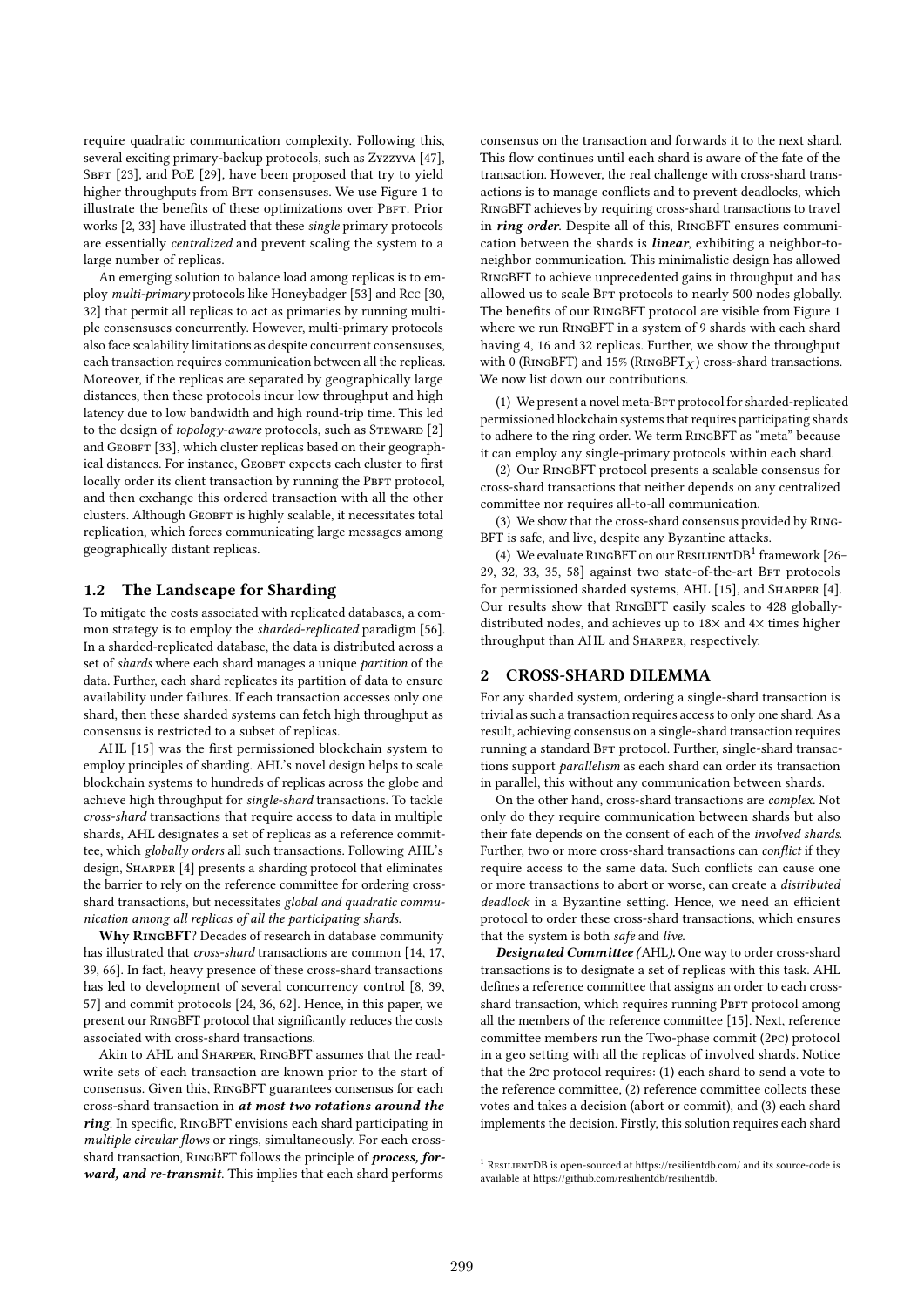require quadratic communication complexity. Following this, several exciting primary-backup protocols, such as Zyzzyva [47], Sbft [23], and PoE [29], have been proposed that try to yield higher throughputs from Bft consensuses. We use Figure 1 to illustrate the benefits of these optimizations over Pbft. Prior works [2, 33] have illustrated that these *single* primary protocols are essentially *centralized* and prevent scaling the system to a large number of replicas.

An emerging solution to balance load among replicas is to employ *multi-primary* protocols like Honeybadger [53] and Rcc [30, 32] that permit all replicas to act as primaries by running multiple consensuses concurrently. However, multi-primary protocols also face scalability limitations as despite concurrent consensuses, each transaction requires communication between all the replicas. Moreover, if the replicas are separated by geographically large distances, then these protocols incur low throughput and high latency due to low bandwidth and high round-trip time. This led to the design of *topology-aware* protocols, such as Steward [2] and GeoBft [33], which cluster replicas based on their geographical distances. For instance, GeoBft expects each cluster to first locally order its client transaction by running the Pbft protocol, and then exchange this ordered transaction with all the other clusters. Although GeoBft is highly scalable, it necessitates total replication, which forces communicating large messages among geographically distant replicas.

## 1.2 The Landscape for Sharding

To mitigate the costs associated with replicated databases, a common strategy is to employ the *sharded-replicated* paradigm [56]. In a sharded-replicated database, the data is distributed across a set of *shards* where each shard manages a unique *partition* of the data. Further, each shard replicates its partition of data to ensure availability under failures. If each transaction accesses only one shard, then these sharded systems can fetch high throughput as consensus is restricted to a subset of replicas.

AHL [15] was the first permissioned blockchain system to employ principles of sharding. AHL's novel design helps to scale blockchain systems to hundreds of replicas across the globe and achieve high throughput for *single-shard* transactions. To tackle *cross-shard* transactions that require access to data in multiple shards, AHL designates a set of replicas as a reference committee, which *globally orders* all such transactions. Following AHL's design, Sharper [4] presents a sharding protocol that eliminates the barrier to rely on the reference committee for ordering cross-shard transactions, but necessitates *global and quadratic communication among all replicas of all the participating shards*.

**Why RingBFT?** Decades of research in database community has illustrated that *cross-shard* transactions are common [14, 17, 39, 66]. In fact, heavy presence of these cross-shard transactions has led to development of several concurrency control [8, 39, 57] and commit protocols [24, 36, 62]. Hence, in this paper, we present our RingBFT protocol that significantly reduces the costs associated with cross-shard transactions.

Akin to AHL and Sharper, RingBFT assumes that the read-write sets of each transaction are known prior to the start of consensus. Given this, RingBFT guarantees consensus for each cross-shard transaction in ***at most two rotations around the ring***. In specific, RingBFT envisions each shard participating in *multiple circular flows* or rings, simultaneously. For each cross-shard transaction, RingBFT follows the principle of ***process, forward, and re-transmit***. This implies that each shard performs consensus on the transaction and forwards it to the next shard. This flow continues until each shard is aware of the fate of the transaction. However, the real challenge with cross-shard transactions is to manage conflicts and to prevent deadlocks, which RingBFT achieves by requiring cross-shard transactions to travel in ***ring order***. Despite all of this, RingBFT ensures communication between the shards is ***linear***, exhibiting a neighbor-to-neighbor communication. This minimalistic design has allowed RingBFT to achieve unprecedented gains in throughput and has allowed us to scale Bft protocols to nearly 500 nodes globally. The benefits of our RingBFT protocol are visible from Figure 1 where we run RingBFT in a system of 9 shards with each shard having 4, 16 and 32 replicas. Further, we show the throughput with 0 (RingBFT) and 15% (RingBFT$_X$) cross-shard transactions. We now list down our contributions.

(1) We present a novel meta-Bft protocol for sharded-replicated permissioned blockchain systems that requires participating shards to adhere to the ring order. We term RingBFT as "meta" because it can employ any single-primary protocols within each shard.

(2) Our RingBFT protocol presents a scalable consensus for cross-shard transactions that neither depends on any centralized committee nor requires all-to-all communication.

(3) We show that the cross-shard consensus provided by RingBFT is safe, and live, despite any Byzantine attacks.

(4) We evaluate RingBFT on our ResilientDB[1] framework [26–29, 32, 33, 35, 58] against two state-of-the-art Bft protocols for permissioned sharded systems, AHL [15], and Sharper [4]. Our results show that RingBFT easily scales to 428 globally-distributed nodes, and achieves up to 18× and 4× times higher throughput than AHL and Sharper, respectively.

## 2 CROSS-SHARD DILEMMA

For any sharded system, ordering a single-shard transaction is trivial as such a transaction requires access to only one shard. As a result, achieving consensus on a single-shard transaction requires running a standard Bft protocol. Further, single-shard transactions support *parallelism* as each shard can order its transaction in parallel, this without any communication between shards.

On the other hand, cross-shard transactions are *complex*. Not only do they require communication between shards but also their fate depends on the consent of each of the *involved shards*. Further, two or more cross-shard transactions can *conflict* if they require access to the same data. Such conflicts can cause one or more transactions to abort or worse, can create a *distributed deadlock* in a Byzantine setting. Hence, we need an efficient protocol to order these cross-shard transactions, which ensures that the system is both *safe* and *live*.

***Designated Committee (AHL).*** One way to order cross-shard transactions is to designate a set of replicas with this task. AHL defines a reference committee that assigns an order to each cross-shard transaction, which requires running Pbft protocol among all the members of the reference committee [15]. Next, reference committee members run the Two-phase commit (2pc) protocol in a geo setting with all the replicas of involved shards. Notice that the 2pc protocol requires: (1) each shard to send a vote to the reference committee, (2) reference committee collects these votes and takes a decision (abort or commit), and (3) each shard implements the decision. Firstly, this solution requires each shard

[1] ResilientDB is open-sourced at https://resilientdb.com/ and its source-code is available at https://github.com/resilientdb/resilientdb.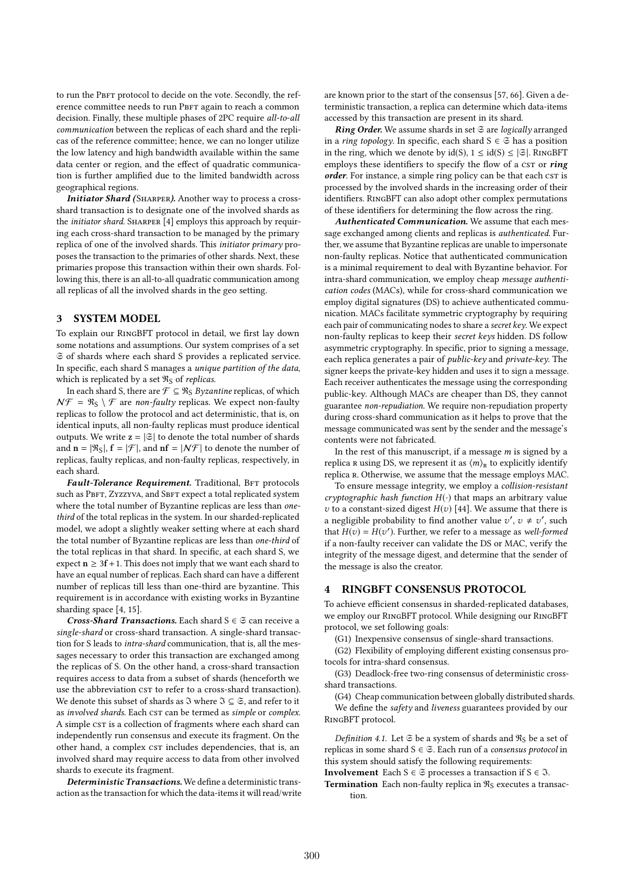to run the PBFT protocol to decide on the vote. Secondly, the reference committee needs to run PBFT again to reach a common decision. Finally, these multiple phases of 2PC require *all-to-all communication* between the replicas of each shard and the replicas of the reference committee; hence, we can no longer utilize the low latency and high bandwidth available within the same data center or region, and the effect of quadratic communication is further amplified due to the limited bandwidth across geographical regions.

***Initiator Shard (SHARPER).*** Another way to process a cross-shard transaction is to designate one of the involved shards as the *initiator shard*. SHARPER [4] employs this approach by requiring each cross-shard transaction to be managed by the primary replica of one of the involved shards. This *initiator primary* proposes the transaction to the primaries of other shards. Next, these primaries propose this transaction within their own shards. Following this, there is an all-to-all quadratic communication among all replicas of all the involved shards in the geo setting.

## 3 SYSTEM MODEL

To explain our RINGBFT protocol in detail, we first lay down some notations and assumptions. Our system comprises of a set $\mathfrak{S}$ of shards where each shard S provides a replicated service. In specific, each shard S manages a *unique partition of the data*, which is replicated by a set $\mathfrak{R}_S$ of *replicas*.

In each shard S, there are $\mathcal{F} \subseteq \mathfrak{R}_S$ *Byzantine* replicas, of which $\mathcal{NF} = \mathfrak{R}_S \setminus \mathcal{F}$ are *non-faulty* replicas. We expect non-faulty replicas to follow the protocol and act deterministic, that is, on identical inputs, all non-faulty replicas must produce identical outputs. We write $\mathbf{z} = |\mathfrak{S}|$ to denote the total number of shards and $\mathbf{n} = |\mathfrak{R}_S|$, $\mathbf{f} = |\mathcal{F}|$, and $\mathbf{nf} = |\mathcal{NF}|$ to denote the number of replicas, faulty replicas, and non-faulty replicas, respectively, in each shard.

***Fault-Tolerance Requirement.*** Traditional, BFT protocols such as PBFT, ZYZZYVA, and SBFT expect a total replicated system where the total number of Byzantine replicas are less than *one-third* of the total replicas in the system. In our sharded-replicated model, we adopt a slightly weaker setting where at each shard the total number of Byzantine replicas are less than *one-third* of the total replicas in that shard. In specific, at each shard S, we expect $\mathbf{n} \geq 3\mathbf{f} + 1$. This does not imply that we want each shard to have an equal number of replicas. Each shard can have a different number of replicas till less than one-third are byzantine. This requirement is in accordance with existing works in Byzantine sharding space [4, 15].

***Cross-Shard Transactions.*** Each shard $S \in \mathfrak{S}$ can receive a *single-shard* or cross-shard transaction. A single-shard transaction for S leads to *intra-shard* communication, that is, all the messages necessary to order this transaction are exchanged among the replicas of S. On the other hand, a cross-shard transaction requires access to data from a subset of shards (henceforth we use the abbreviation CST to refer to a cross-shard transaction). We denote this subset of shards as $\mathfrak{I}$ where $\mathfrak{I} \subseteq \mathfrak{S}$, and refer to it as *involved shards*. Each CST can be termed as *simple* or *complex*. A simple CST is a collection of fragments where each shard can independently run consensus and execute its fragment. On the other hand, a complex CST includes dependencies, that is, an involved shard may require access to data from other involved shards to execute its fragment.

***Deterministic Transactions.*** We define a deterministic transaction as the transaction for which the data-items it will read/write are known prior to the start of the consensus [57, 66]. Given a deterministic transaction, a replica can determine which data-items accessed by this transaction are present in its shard.

***Ring Order.*** We assume shards in set $\mathfrak{S}$ are *logically* arranged in a *ring topology*. In specific, each shard $S \in \mathfrak{S}$ has a position in the ring, which we denote by id(S), $1 \leq \text{id}(S) \leq |\mathfrak{S}|$. RINGBFT employs these identifiers to specify the flow of a CST or ***ring order***. For instance, a simple ring policy can be that each CST is processed by the involved shards in the increasing order of their identifiers. RINGBFT can also adopt other complex permutations of these identifiers for determining the flow across the ring.

***Authenticated Communication.*** We assume that each message exchanged among clients and replicas is *authenticated*. Further, we assume that Byzantine replicas are unable to impersonate non-faulty replicas. Notice that authenticated communication is a minimal requirement to deal with Byzantine behavior. For intra-shard communication, we employ cheap *message authentication codes* (MACs), while for cross-shard communication we employ digital signatures (DS) to achieve authenticated communication. MACs facilitate symmetric cryptography by requiring each pair of communicating nodes to share a *secret key*. We expect non-faulty replicas to keep their *secret keys* hidden. DS follow asymmetric cryptography. In specific, prior to signing a message, each replica generates a pair of *public-key* and *private-key*. The signer keeps the private-key hidden and uses it to sign a message. Each receiver authenticates the message using the corresponding public-key. Although MACs are cheaper than DS, they cannot guarantee *non-repudiation*. We require non-repudiation property during cross-shard communication as it helps to prove that the message communicated was sent by the sender and the message's contents were not fabricated.

In the rest of this manuscript, if a message $m$ is signed by a replica R using DS, we represent it as $\langle m \rangle_{R}$ to explicitly identify replica R. Otherwise, we assume that the message employs MAC.

To ensure message integrity, we employ a *collision-resistant cryptographic hash function* $H(\cdot)$ that maps an arbitrary value $v$ to a constant-sized digest $H(v)$ [44]. We assume that there is a negligible probability to find another value $v'$, $v \neq v'$, such that $H(v) = H(v')$. Further, we refer to a message as *well-formed* if a non-faulty receiver can validate the DS or MAC, verify the integrity of the message digest, and determine that the sender of the message is also the creator.

## 4 RINGBFT CONSENSUS PROTOCOL

To achieve efficient consensus in sharded-replicated databases, we employ our RINGBFT protocol. While designing our RINGBFT protocol, we set following goals:

(G1) Inexpensive consensus of single-shard transactions.

(G2) Flexibility of employing different existing consensus protocols for intra-shard consensus.

(G3) Deadlock-free two-ring consensus of deterministic cross-shard transactions.

(G4) Cheap communication between globally distributed shards.

We define the *safety* and *liveness* guarantees provided by our RINGBFT protocol.

*Definition 4.1.* Let $\mathfrak{S}$ be a system of shards and $\mathfrak{R}_S$ be a set of replicas in some shard $S \in \mathfrak{S}$. Each run of a *consensus protocol* in this system should satisfy the following requirements:

**Involvement** Each $S \in \mathfrak{S}$ processes a transaction if $S \in \mathfrak{I}$.

**Termination** Each non-faulty replica in $\mathfrak{R}_S$ executes a transaction.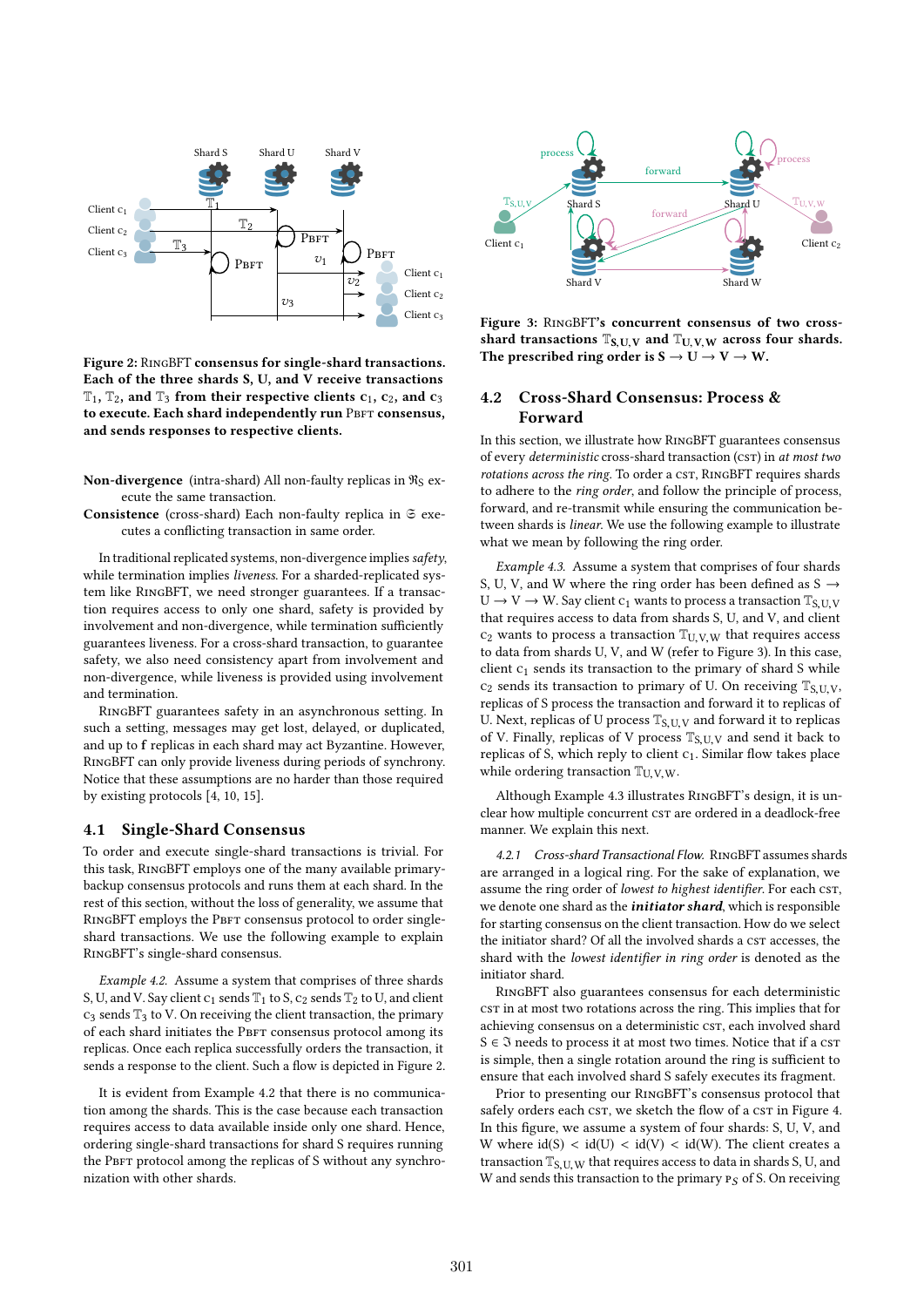Figure 2: RingBFT consensus for single-shard transactions. Each of the three shards S, U, and V receive transactions $\mathbb{T}_1$, $\mathbb{T}_2$, and $\mathbb{T}_3$ from their respective clients $c_1$, $c_2$, and $c_3$ to execute. Each shard independently run Pbft consensus, and sends responses to respective clients.

**Non-divergence** (intra-shard) All non-faulty replicas in $\mathfrak{R}_S$ execute the same transaction.

**Consistence** (cross-shard) Each non-faulty replica in $\mathfrak{S}$ executes a conflicting transaction in same order.

In traditional replicated systems, non-divergence implies *safety*, while termination implies *liveness*. For a sharded-replicated system like RingBFT, we need stronger guarantees. If a transaction requires access to only one shard, safety is provided by involvement and non-divergence, while termination sufficiently guarantees liveness. For a cross-shard transaction, to guarantee safety, we also need consistency apart from involvement and non-divergence, while liveness is provided using involvement and termination.

RingBFT guarantees safety in an asynchronous setting. In such a setting, messages may get lost, delayed, or duplicated, and up to $\mathbf{f}$ replicas in each shard may act Byzantine. However, RingBFT can only provide liveness during periods of synchrony. Notice that these assumptions are no harder than those required by existing protocols [4, 10, 15].

## 4.1 Single-Shard Consensus

To order and execute single-shard transactions is trivial. For this task, RingBFT employs one of the many available primary-backup consensus protocols and runs them at each shard. In the rest of this section, without the loss of generality, we assume that RingBFT employs the Pbft consensus protocol to order single-shard transactions. We use the following example to explain RingBFT's single-shard consensus.

*Example 4.2.* Assume a system that comprises of three shards S, U, and V. Say client $c_1$ sends $\mathbb{T}_1$ to S, $c_2$ sends $\mathbb{T}_2$ to U, and client $c_3$ sends $\mathbb{T}_3$ to V. On receiving the client transaction, the primary of each shard initiates the Pbft consensus protocol among its replicas. Once each replica successfully orders the transaction, it sends a response to the client. Such a flow is depicted in Figure 2.

It is evident from Example 4.2 that there is no communication among the shards. This is the case because each transaction requires access to data available inside only one shard. Hence, ordering single-shard transactions for shard S requires running the Pbft protocol among the replicas of S without any synchronization with other shards.

Figure 3: RingBFT's concurrent consensus of two cross-shard transactions $\mathbb{T}_{S,U,V}$ and $\mathbb{T}_{U,V,W}$ across four shards. The prescribed ring order is S → U → V → W.

## 4.2 Cross-Shard Consensus: Process & Forward

In this section, we illustrate how RingBFT guarantees consensus of every *deterministic* cross-shard transaction (cst) in *at most two rotations across the ring*. To order a cst, RingBFT requires shards to adhere to the *ring order*, and follow the principle of process, forward, and re-transmit while ensuring the communication between shards is *linear*. We use the following example to illustrate what we mean by following the ring order.

*Example 4.3.* Assume a system that comprises of four shards S, U, V, and W where the ring order has been defined as S → U → V → W. Say client $c_1$ wants to process a transaction $\mathbb{T}_{S,U,V}$ that requires access to data from shards S, U, and V, and client $c_2$ wants to process a transaction $\mathbb{T}_{U,V,W}$ that requires access to data from shards U, V, and W (refer to Figure 3). In this case, client $c_1$ sends its transaction to the primary of shard S while $c_2$ sends its transaction to primary of U. On receiving $\mathbb{T}_{S,U,V}$, replicas of S process the transaction and forward it to replicas of U. Next, replicas of U process $\mathbb{T}_{S,U,V}$ and forward it to replicas of V. Finally, replicas of V process $\mathbb{T}_{S,U,V}$ and send it back to replicas of S, which reply to client $c_1$. Similar flow takes place while ordering transaction $\mathbb{T}_{U,V,W}$.

Although Example 4.3 illustrates RingBFT's design, it is unclear how multiple concurrent cst are ordered in a deadlock-free manner. We explain this next.

*4.2.1 Cross-shard Transactional Flow.* RingBFT assumes shards are arranged in a logical ring. For the sake of explanation, we assume the ring order of *lowest to highest identifier*. For each cst, we denote one shard as the ***initiator shard***, which is responsible for starting consensus on the client transaction. How do we select the initiator shard? Of all the involved shards a cst accesses, the shard with the *lowest identifier in ring order* is denoted as the initiator shard.

RingBFT also guarantees consensus for each deterministic cst in at most two rotations across the ring. This implies that for achieving consensus on a deterministic cst, each involved shard $S \in \mathfrak{I}$ needs to process it at most two times. Notice that if a cst is simple, then a single rotation around the ring is sufficient to ensure that each involved shard S safely executes its fragment.

Prior to presenting our RingBFT's consensus protocol that safely orders each cst, we sketch the flow of a cst in Figure 4. In this figure, we assume a system of four shards: S, U, V, and W where $\mathrm{id}(S) < \mathrm{id}(U) < \mathrm{id}(V) < \mathrm{id}(W)$. The client creates a transaction $\mathbb{T}_{S,U,W}$ that requires access to data in shards S, U, and W and sends this transaction to the primary $P_S$ of S. On receiving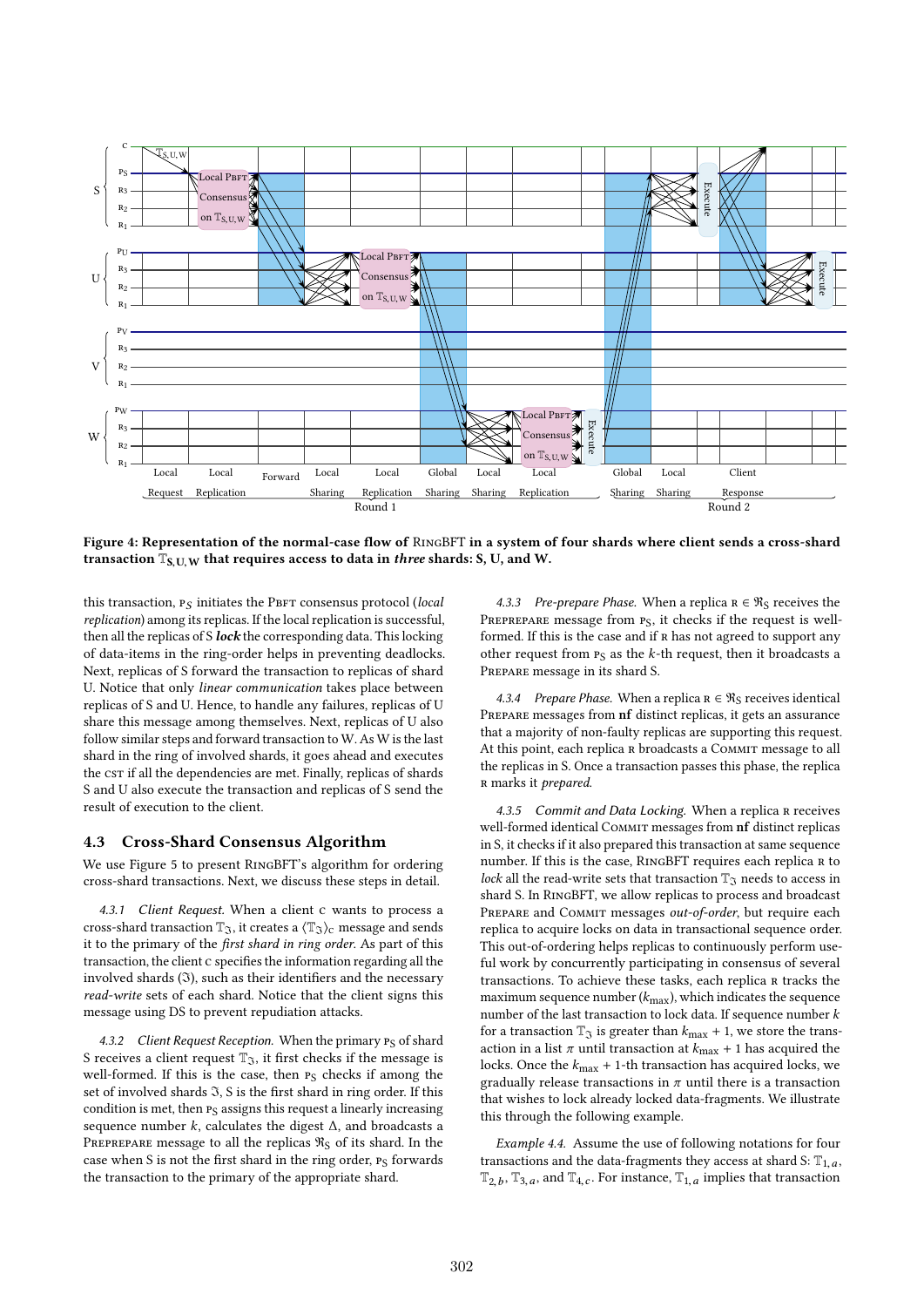**Figure 4: Representation of the normal-case flow of RingBFT in a system of four shards where client sends a cross-shard transaction $\mathbb{T}_{S,U,W}$ that requires access to data in *three* shards: S, U, and W.**

this transaction, $P_S$ initiates the PBFT consensus protocol (*local replication*) among its replicas. If the local replication is successful, then all the replicas of S ***lock*** the corresponding data. This locking of data-items in the ring-order helps in preventing deadlocks. Next, replicas of S forward the transaction to replicas of shard U. Notice that only *linear communication* takes place between replicas of S and U. Hence, to handle any failures, replicas of U share this message among themselves. Next, replicas of U also follow similar steps and forward transaction to W. As W is the last shard in the ring of involved shards, it goes ahead and executes the CST if all the dependencies are met. Finally, replicas of shards S and U also execute the transaction and replicas of S send the result of execution to the client.

## 4.3 Cross-Shard Consensus Algorithm

We use Figure 5 to present RingBFT's algorithm for ordering cross-shard transactions. Next, we discuss these steps in detail.

*4.3.1 Client Request.* When a client C wants to process a cross-shard transaction $\mathbb{T}_{\mathfrak{I}}$, it creates a $\langle \mathbb{T}_{\mathfrak{I}} \rangle_C$ message and sends it to the primary of the *first shard in ring order.* As part of this transaction, the client C specifies the information regarding all the involved shards ($\mathfrak{I}$), such as their identifiers and the necessary *read-write* sets of each shard. Notice that the client signs this message using DS to prevent repudiation attacks.

*4.3.2 Client Request Reception.* When the primary $P_S$ of shard S receives a client request $\mathbb{T}_{\mathfrak{I}}$, it first checks if the message is well-formed. If this is the case, then $P_S$ checks if among the set of involved shards $\mathfrak{I}$, S is the first shard in ring order. If this condition is met, then $P_S$ assigns this request a linearly increasing sequence number $k$, calculates the digest $\Delta$, and broadcasts a PREPREPARE message to all the replicas $\mathfrak{R}_S$ of its shard. In the case when S is not the first shard in the ring order, $P_S$ forwards the transaction to the primary of the appropriate shard.

*4.3.3 Pre-prepare Phase.* When a replica $R \in \mathfrak{R}_S$ receives the PREPREPARE message from $P_S$, it checks if the request is well-formed. If this is the case and if R has not agreed to support any other request from $P_S$ as the $k$-th request, then it broadcasts a PREPARE message in its shard S.

*4.3.4 Prepare Phase.* When a replica $R \in \mathfrak{R}_S$ receives identical PREPARE messages from **nf** distinct replicas, it gets an assurance that a majority of non-faulty replicas are supporting this request. At this point, each replica R broadcasts a COMMIT message to all the replicas in S. Once a transaction passes this phase, the replica R marks it *prepared.*

*4.3.5 Commit and Data Locking.* When a replica R receives well-formed identical COMMIT messages from **nf** distinct replicas in S, it checks if it also prepared this transaction at same sequence number. If this is the case, RingBFT requires each replica R to *lock* all the read-write sets that transaction $\mathbb{T}_{\mathfrak{I}}$ needs to access in shard S. In RingBFT, we allow replicas to process and broadcast PREPARE and COMMIT messages *out-of-order*, but require each replica to acquire locks on data in transactional sequence order. This out-of-ordering helps replicas to continuously perform useful work by concurrently participating in consensus of several transactions. To achieve these tasks, each replica R tracks the maximum sequence number ($k_{\max}$), which indicates the sequence number of the last transaction to lock data. If sequence number $k$ for a transaction $\mathbb{T}_{\mathfrak{I}}$ is greater than $k_{\max} + 1$, we store the transaction in a list $\pi$ until transaction at $k_{\max} + 1$ has acquired the locks. Once the $k_{\max} + 1$-th transaction has acquired locks, we gradually release transactions in $\pi$ until there is a transaction that wishes to lock already locked data-fragments. We illustrate this through the following example.

*Example 4.4.* Assume the use of following notations for four transactions and the data-fragments they access at shard S: $\mathbb{T}_{1,a}$, $\mathbb{T}_{2,b}$, $\mathbb{T}_{3,a}$, and $\mathbb{T}_{4,c}$. For instance, $\mathbb{T}_{1,a}$ implies that transaction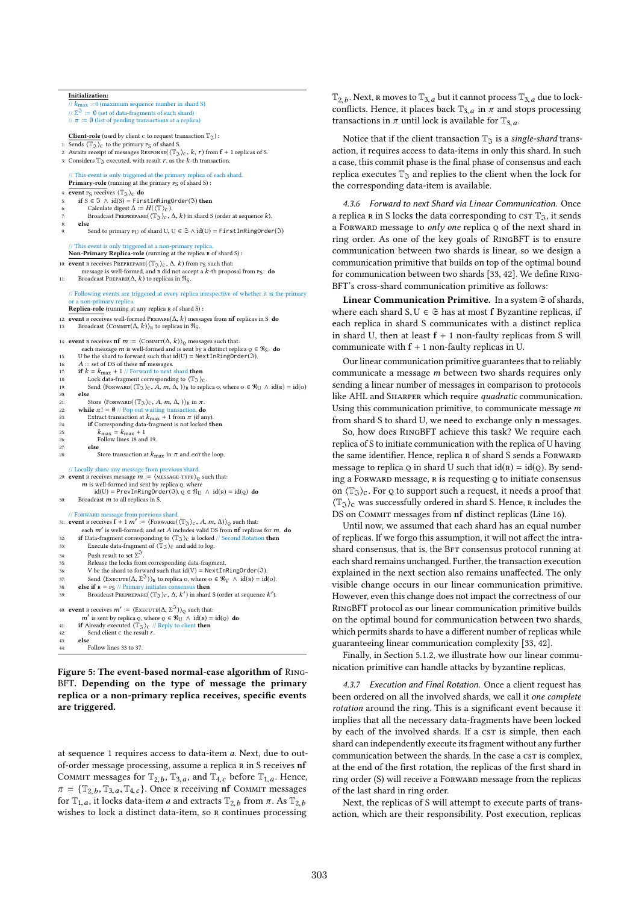```
Initialization:
// k_max := 0 (maximum sequence number in shard S)
// Σ^ℑ := ∅ (set of data-fragments of each shard)
// π := ∅ (list of pending transactions at a replica)

Client-role (used by client c to request transaction T_ℑ) :
 1: Sends ⟨T_ℑ⟩_c to the primary p_S of shard S.
 2: Awaits receipt of messages Response(⟨T_ℑ⟩_c, k, r) from f + 1 replicas of S.
 3: Considers T_ℑ executed, with result r, as the k-th transaction.

// This event is only triggered at the primary replica of each shard.
Primary-role (running at the primary p_S of shard S) :
 4: event p_S receives ⟨T_ℑ⟩_c do
 5:   if S ∈ ℑ ∧ id(S) = FirstInRingOrder(ℑ) then
 6:     Calculate digest Δ := H(⟨T⟩_c).
 7:     Broadcast Preprepare(⟨T_ℑ⟩_c, Δ, k) in shard S (order at sequence k).
 8:   else
 9:     Send to primary p_U of shard U, U ∈ 𝔖 ∧ id(U) = FirstInRingOrder(ℑ)

// This event is only triggered at a non-primary replica.
Non-Primary Replica-role (running at the replica r of shard S) :
10: event r receives Preprepare(⟨T_ℑ⟩_c, Δ, k) from p_S such that:
      message is well-formed, and r did not accept a k-th proposal from p_S. do
11:   Broadcast Prepare(Δ, k) to replicas in ℜ_S.

// Following events are triggered at every replica irrespective of whether it is the primary
or a non-primary replica.
Replica-role (running at any replica r of shard S) :
12: event r receives well-formed Prepare(Δ, k) messages from nf replicas in S do
13:   Broadcast ⟨Commit(Δ, k)⟩_r to replicas in ℜ_S.

14: event r receives nf m := ⟨Commit(Δ, k)⟩_q messages such that:
      each message m is well-formed and is sent by a distinct replica q ∈ ℜ_S. do
15:   U be the shard to forward such that id(U) = NextInRingOrder(ℑ).
16:   A := set of DS of these nf messages.
17:   if k = k_max + 1 // Forward to next shard then
18:     Lock data-fragment corresponding to ⟨T_ℑ⟩_c.
19:     Send ⟨Forward(⟨T_ℑ⟩_c, A, m, Δ, )⟩_r to replica o, where o ∈ ℜ_U ∧ id(r) = id(o)
20:   else
21:     Store ⟨Forward(⟨T_ℑ⟩_c, A, m, Δ, )⟩_r in π.
22:   while π! = ∅ // Pop out waiting transaction. do
23:     Extract transaction at k_max + 1 from π (if any).
24:     if Corresponding data-fragment is not locked then
25:       k_max = k_max + 1
26:       Follow lines 18 and 19.
27:     else
28:       Store transaction at k_max in π and exit the loop.

// Locally share any message from previous shard.
29: event r receives message m := ⟨message-type⟩_Q such that:
      m is well-formed and sent by replica q, where
      id(U) = PrevInRingOrder(ℑ), q ∈ ℜ_U ∧ id(r) = id(q) do
30:   Broadcast m to all replicas in S.

// Forward message from previous shard.
31: event r receives f + 1 m' := ⟨Forward(⟨T_ℑ⟩_c, A, m, Δ)⟩_Q such that:
      each m' is well-formed; and set A includes valid DS from nf replicas for m. do
32:   if Data-fragment corresponding to ⟨T_ℑ⟩_c is locked // Second Rotation then
33:     Execute data-fragment of ⟨T_ℑ⟩_c and add to log.
34:     Push result to set Σ^ℑ.
35:     Release the locks from corresponding data-fragment.
36:     V be the shard to forward such that id(V) = NextInRingOrder(ℑ).
37:     Send ⟨Execute(Δ, Σ^ℑ)⟩_r to replica o, where o ∈ ℜ_V ∧ id(r) = id(o).
38:   else if r = p_S // Primary initiates consensus then
39:     Broadcast Preprepare(⟨T_ℑ⟩_c, Δ, k') in shard S (order at sequence k').

40: event r receives m' := ⟨Execute(Δ, Σ^ℑ)⟩_Q such that:
      m' is sent by replica q, where q ∈ ℜ_U ∧ id(r) = id(q) do
41:   if Already executed ⟨T_ℑ⟩_c // Reply to client then
42:     Send client c the result r.
43:   else
44:     Follow lines 33 to 37.
```

**Figure 5: The event-based normal-case algorithm of RingBFT. Depending on the type of message the primary replica or a non-primary replica receives, specific events are triggered.**

at sequence 1 requires access to data-item $a$. Next, due to out-of-order message processing, assume a replica r in S receives nf Commit messages for $\mathbb{T}_{2,b}$, $\mathbb{T}_{3,a}$, and $\mathbb{T}_{4,c}$ before $\mathbb{T}_{1,a}$. Hence, $\pi = \{\mathbb{T}_{2,b}, \mathbb{T}_{3,a}, \mathbb{T}_{4,c}\}$. Once r receiving nf Commit messages for $\mathbb{T}_{1,a}$, it locks data-item $a$ and extracts $\mathbb{T}_{2,b}$ from $\pi$. As $\mathbb{T}_{2,b}$ wishes to lock a distinct data-item, so r continues processing $\mathbb{T}_{2,b}$. Next, r moves to $\mathbb{T}_{3,a}$ but it cannot process $\mathbb{T}_{3,a}$ due to lock-conflicts. Hence, it places back $\mathbb{T}_{3,a}$ in $\pi$ and stops processing transactions in $\pi$ until lock is available for $\mathbb{T}_{3,a}$.

Notice that if the client transaction $\mathbb{T}_{\mathfrak{I}}$ is a *single-shard* transaction, it requires access to data-items in only this shard. In such a case, this commit phase is the final phase of consensus and each replica executes $\mathbb{T}_{\mathfrak{I}}$ and replies to the client when the lock for the corresponding data-item is available.

#### 4.3.6 Forward to next Shard via Linear Communication.

Once a replica r in S locks the data corresponding to cst $\mathbb{T}_{\mathfrak{I}}$, it sends a Forward message to *only one* replica q of the next shard in ring order. As one of the key goals of RingBFT is to ensure communication between two shards is linear, so we design a communication primitive that builds on top of the optimal bound for communication between two shards [33, 42]. We define RingBFT's cross-shard communication primitive as follows:

**Linear Communication Primitive.** In a system $\mathfrak{S}$ of shards, where each shard S, U ∈ $\mathfrak{S}$ has at most **f** Byzantine replicas, if each replica in shard S communicates with a distinct replica in shard U, then at least **f** + 1 non-faulty replicas from S will communicate with **f** + 1 non-faulty replicas in U.

Our linear communication primitive guarantees that to reliably communicate a message $m$ between two shards requires only sending a linear number of messages in comparison to protocols like AHL and Sharper which require *quadratic* communication. Using this communication primitive, to communicate message $m$ from shard S to shard U, we need to exchange only **n** messages.

So, how does RingBFT achieve this task? We require each replica of S to initiate communication with the replica of U having the same identifier. Hence, replica r of shard S sends a Forward message to replica q in shard U such that id(r) = id(q). By sending a Forward message, r is requesting q to initiate consensus on $\langle\mathbb{T}_{\mathfrak{I}}\rangle_c$. For q to support such a request, it needs a proof that $\langle\mathbb{T}_{\mathfrak{I}}\rangle_c$ was successfully ordered in shard S. Hence, r includes the DS on Commit messages from **nf** distinct replicas (Line 16).

Until now, we assumed that each shard has an equal number of replicas. If we forgo this assumption, it will not affect the intra-shard consensus, that is, the Bft consensus protocol running at each shard remains unchanged. Further, the transaction execution explained in the next section also remains unaffected. The only visible change occurs in our linear communication primitive. However, even this change does not impact the correctness of our RingBFT protocol as our linear communication primitive builds on the optimal bound for communication between two shards, which permits shards to have a different number of replicas while guaranteeing linear communication complexity [33, 42].

Finally, in Section 5.1.2, we illustrate how our linear communication primitive can handle attacks by byzantine replicas.

#### 4.3.7 Execution and Final Rotation.

Once a client request has been ordered on all the involved shards, we call it *one complete rotation* around the ring. This is a significant event because it implies that all the necessary data-fragments have been locked by each of the involved shards. If a cst is simple, then each shard can independently execute its fragment without any further communication between the shards. In the case a cst is complex, at the end of the first rotation, the replicas of the first shard in ring order (S) will receive a Forward message from the replicas of the last shard in ring order.

Next, the replicas of S will attempt to execute parts of transaction, which are their responsibility. Post execution, replicas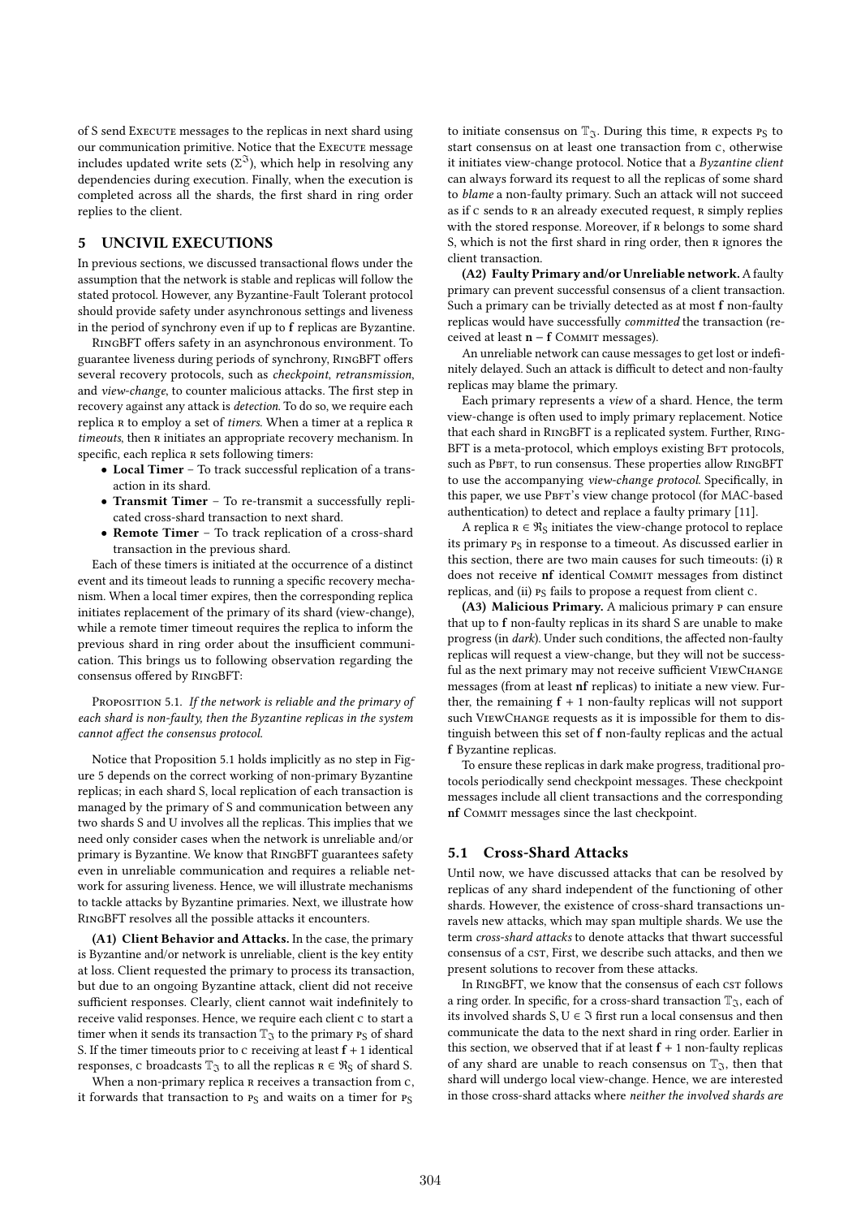of S send Execute messages to the replicas in next shard using our communication primitive. Notice that the Execute message includes updated write sets ($\Sigma^{\mathfrak{I}}$), which help in resolving any dependencies during execution. Finally, when the execution is completed across all the shards, the first shard in ring order replies to the client.

## 5 UNCIVIL EXECUTIONS

In previous sections, we discussed transactional flows under the assumption that the network is stable and replicas will follow the stated protocol. However, any Byzantine-Fault Tolerant protocol should provide safety under asynchronous settings and liveness in the period of synchrony even if up to **f** replicas are Byzantine.

RingBFT offers safety in an asynchronous environment. To guarantee liveness during periods of synchrony, RingBFT offers several recovery protocols, such as *checkpoint*, *retransmission*, and *view-change*, to counter malicious attacks. The first step in recovery against any attack is *detection*. To do so, we require each replica R to employ a set of *timers*. When a timer at a replica R *timeouts*, then R initiates an appropriate recovery mechanism. In specific, each replica R sets following timers:

- **Local Timer** – To track successful replication of a transaction in its shard.
- **Transmit Timer** – To re-transmit a successfully replicated cross-shard transaction to next shard.
- **Remote Timer** – To track replication of a cross-shard transaction in the previous shard.

Each of these timers is initiated at the occurrence of a distinct event and its timeout leads to running a specific recovery mechanism. When a local timer expires, then the corresponding replica initiates replacement of the primary of its shard (view-change), while a remote timer timeout requires the replica to inform the previous shard in ring order about the insufficient communication. This brings us to following observation regarding the consensus offered by RingBFT:

Proposition 5.1. *If the network is reliable and the primary of each shard is non-faulty, then the Byzantine replicas in the system cannot affect the consensus protocol.*

Notice that Proposition 5.1 holds implicitly as no step in Figure 5 depends on the correct working of non-primary Byzantine replicas; in each shard S, local replication of each transaction is managed by the primary of S and communication between any two shards S and U involves all the replicas. This implies that we need only consider cases when the network is unreliable and/or primary is Byzantine. We know that RingBFT guarantees safety even in unreliable communication and requires a reliable network for assuring liveness. Hence, we will illustrate mechanisms to tackle attacks by Byzantine primaries. Next, we illustrate how RingBFT resolves all the possible attacks it encounters.

**(A1) Client Behavior and Attacks.** In the case, the primary is Byzantine and/or network is unreliable, client is the key entity at loss. Client requested the primary to process its transaction, but due to an ongoing Byzantine attack, client did not receive sufficient responses. Clearly, client cannot wait indefinitely to receive valid responses. Hence, we require each client C to start a timer when it sends its transaction $\mathbb{T}_{\mathfrak{I}}$ to the primary $P_S$ of shard S. If the timer timeouts prior to C receiving at least **f** + 1 identical responses, C broadcasts $\mathbb{T}_{\mathfrak{I}}$ to all the replicas $R \in \mathfrak{R}_S$ of shard S.

When a non-primary replica R receives a transaction from C, it forwards that transaction to $P_S$ and waits on a timer for $P_S$ to initiate consensus on $\mathbb{T}_{\mathfrak{I}}$. During this time, R expects $P_S$ to start consensus on at least one transaction from C, otherwise it initiates view-change protocol. Notice that a *Byzantine client* can always forward its request to all the replicas of some shard to *blame* a non-faulty primary. Such an attack will not succeed as if C sends to R an already executed request, R simply replies with the stored response. Moreover, if R belongs to some shard S, which is not the first shard in ring order, then R ignores the client transaction.

**(A2) Faulty Primary and/or Unreliable network.** A faulty primary can prevent successful consensus of a client transaction. Such a primary can be trivially detected as at most **f** non-faulty replicas would have successfully *committed* the transaction (received at least **n** − **f** Commit messages).

An unreliable network can cause messages to get lost or indefinitely delayed. Such an attack is difficult to detect and non-faulty replicas may blame the primary.

Each primary represents a *view* of a shard. Hence, the term view-change is often used to imply primary replacement. Notice that each shard in RingBFT is a replicated system. Further, RingBFT is a meta-protocol, which employs existing Bft protocols, such as Pbft, to run consensus. These properties allow RingBFT to use the accompanying *view-change protocol*. Specifically, in this paper, we use Pbft's view change protocol (for MAC-based authentication) to detect and replace a faulty primary [11].

A replica $R \in \mathfrak{R}_S$ initiates the view-change protocol to replace its primary $P_S$ in response to a timeout. As discussed earlier in this section, there are two main causes for such timeouts: (i) R does not receive **nf** identical Commit messages from distinct replicas, and (ii) $P_S$ fails to propose a request from client C.

**(A3) Malicious Primary.** A malicious primary P can ensure that up to **f** non-faulty replicas in its shard S are unable to make progress (in *dark*). Under such conditions, the affected non-faulty replicas will request a view-change, but they will not be successful as the next primary may not receive sufficient ViewChange messages (from at least **nf** replicas) to initiate a new view. Further, the remaining **f** + 1 non-faulty replicas will not support such ViewChange requests as it is impossible for them to distinguish between this set of **f** non-faulty replicas and the actual **f** Byzantine replicas.

To ensure these replicas in dark make progress, traditional protocols periodically send checkpoint messages. These checkpoint messages include all client transactions and the corresponding **nf** Commit messages since the last checkpoint.

### 5.1 Cross-Shard Attacks

Until now, we have discussed attacks that can be resolved by replicas of any shard independent of the functioning of other shards. However, the existence of cross-shard transactions unravels new attacks, which may span multiple shards. We use the term *cross-shard attacks* to denote attacks that thwart successful consensus of a cst, First, we describe such attacks, and then we present solutions to recover from these attacks.

In RingBFT, we know that the consensus of each cst follows a ring order. In specific, for a cross-shard transaction $\mathbb{T}_{\mathfrak{I}}$, each of its involved shards $S, U \in \mathfrak{I}$ first run a local consensus and then communicate the data to the next shard in ring order. Earlier in this section, we observed that if at least **f** + 1 non-faulty replicas of any shard are unable to reach consensus on $\mathbb{T}_{\mathfrak{I}}$, then that shard will undergo local view-change. Hence, we are interested in those cross-shard attacks where *neither the involved shards are*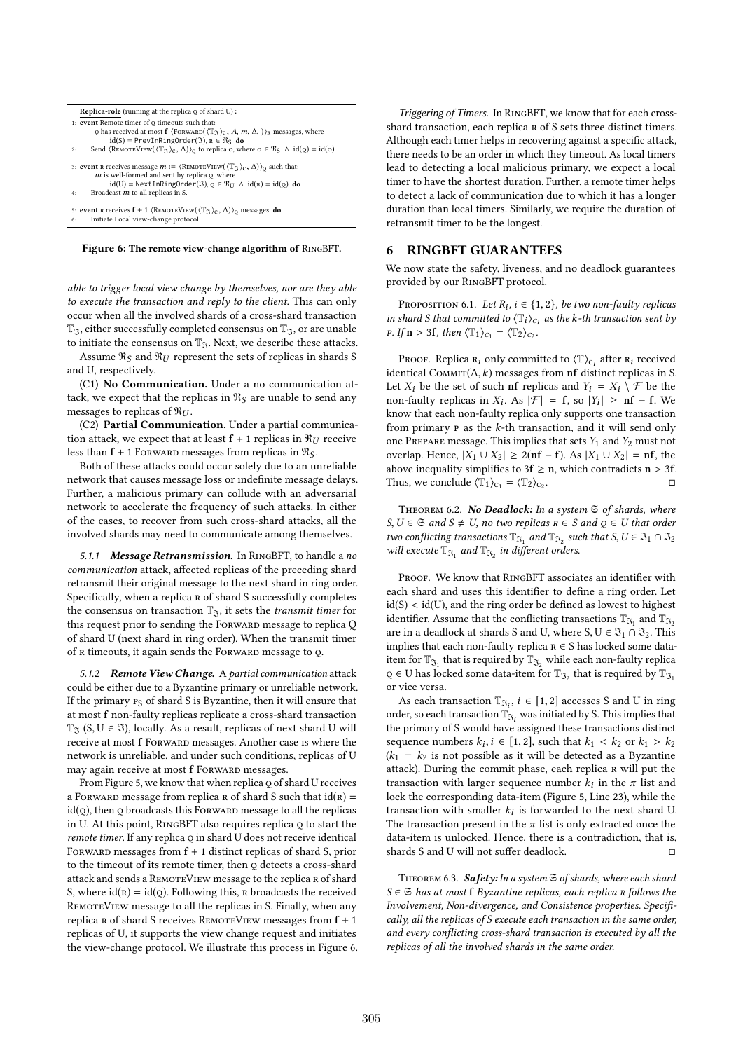**Replica-role** (running at the replica $\text{Q}$ of shard U) :

```
1: event Remote timer of Q timeouts such that:
      Q has received at most f ⟨Forward(⟨T_ℑ⟩_c, A, m, Δ, ⟩)_R messages, where
         id(S) = PrevInRingOrder(ℑ), R ∈ ℜ_S do
2:    Send ⟨RemoteView(⟨T_ℑ⟩_c, Δ)⟩_Q to replica O, where O ∈ ℜ_S ∧ id(Q) = id(O)

3: event R receives message m := ⟨RemoteView(⟨T_ℑ⟩_c, Δ)⟩_Q such that:
      m is well-formed and sent by replica Q, where
         id(U) = NextInRingOrder(ℑ), Q ∈ ℜ_U ∧ id(R) = id(Q) do
4:    Broadcast m to all replicas in S.

5: event R receives f + 1 ⟨RemoteView(⟨T_ℑ⟩_c, Δ)⟩_Q messages do
6:    Initiate Local view-change protocol.
```

**Figure 6: The remote view-change algorithm of RingBFT.**

*able to trigger local view change by themselves, nor are they able to execute the transaction and reply to the client.* This can only occur when all the involved shards of a cross-shard transaction $\mathbb{T}_{\mathfrak{I}}$, either successfully completed consensus on $\mathbb{T}_{\mathfrak{I}}$, or are unable to initiate the consensus on $\mathbb{T}_{\mathfrak{I}}$. Next, we describe these attacks.

Assume $\mathfrak{R}_S$ and $\mathfrak{R}_U$ represent the sets of replicas in shards S and U, respectively.

(C1) **No Communication.** Under a no communication attack, we expect that the replicas in $\mathfrak{R}_S$ are unable to send any messages to replicas of $\mathfrak{R}_U$.

(C2) **Partial Communication.** Under a partial communication attack, we expect that at least $\mathbf{f} + 1$ replicas in $\mathfrak{R}_U$ receive less than $\mathbf{f} + 1$ Forward messages from replicas in $\mathfrak{R}_S$.

Both of these attacks could occur solely due to an unreliable network that causes message loss or indefinite message delays. Further, a malicious primary can collude with an adversarial network to accelerate the frequency of such attacks. In either of the cases, to recover from such cross-shard attacks, all the involved shards may need to communicate among themselves.

*5.1.1 **Message Retransmission.*** In RingBFT, to handle a *no communication* attack, affected replicas of the preceding shard retransmit their original message to the next shard in ring order. Specifically, when a replica R of shard S successfully completes the consensus on transaction $\mathbb{T}_{\mathfrak{I}}$, it sets the *transmit timer* for this request prior to sending the Forward message to replica Q of shard U (next shard in ring order). When the transmit timer of R timeouts, it again sends the Forward message to Q.

*5.1.2 **Remote View Change.*** A *partial communication* attack could be either due to a Byzantine primary or unreliable network. If the primary $\text{P}_S$ of shard S is Byzantine, then it will ensure that at most $\mathbf{f}$ non-faulty replicas replicate a cross-shard transaction $\mathbb{T}_{\mathfrak{I}}$ (S, U $\in \mathfrak{I}$), locally. As a result, replicas of next shard U will receive at most $\mathbf{f}$ Forward messages. Another case is where the network is unreliable, and under such conditions, replicas of U may again receive at most $\mathbf{f}$ Forward messages.

From Figure 5, we know that when replica Q of shard U receives a Forward message from replica R of shard S such that id(R) = id(Q), then Q broadcasts this Forward message to all the replicas in U. At this point, RingBFT also requires replica Q to start the *remote timer*. If any replica Q in shard U does not receive identical Forward messages from $\mathbf{f} + 1$ distinct replicas of shard S, prior to the timeout of its remote timer, then Q detects a cross-shard attack and sends a RemoteView message to the replica R of shard S, where id(R) = id(Q). Following this, R broadcasts the received RemoteView message to all the replicas in S. Finally, when any replica R of shard S receives RemoteView messages from $\mathbf{f} + 1$ replicas of U, it supports the view change request and initiates the view-change protocol. We illustrate this process in Figure 6.

*Triggering of Timers.* In RingBFT, we know that for each cross-shard transaction, each replica R of S sets three distinct timers. Although each timer helps in recovering against a specific attack, there needs to be an order in which they timeout. As local timers lead to detecting a local malicious primary, we expect a local timer to have the shortest duration. Further, a remote timer helps to detect a lack of communication due to which it has a longer duration than local timers. Similarly, we require the duration of retransmit timer to be the longest.

## 6 RINGBFT GUARANTEES

We now state the safety, liveness, and no deadlock guarantees provided by our RingBFT protocol.

Proposition 6.1. *Let $R_i$, $i \in \{1, 2\}$, be two non-faulty replicas in shard S that committed to $\langle \mathbb{T}_i \rangle_{c_i}$ as the k-th transaction sent by P. If $\mathbf{n} > 3\mathbf{f}$, then $\langle \mathbb{T}_1 \rangle_{c_1} = \langle \mathbb{T}_2 \rangle_{c_2}$.*

Proof. Replica $\text{R}_i$ only committed to $\langle \mathbb{T} \rangle_{c_i}$ after $\text{R}_i$ received identical Commit$(\Delta, k)$ messages from $\mathbf{nf}$ distinct replicas in S. Let $X_i$ be the set of such $\mathbf{nf}$ replicas and $Y_i = X_i \setminus \mathcal{F}$ be the non-faulty replicas in $X_i$. As $|\mathcal{F}| = \mathbf{f}$, so $|Y_i| \geq \mathbf{nf} - \mathbf{f}$. We know that each non-faulty replica only supports one transaction from primary P as the $k$-th transaction, and it will send only one Prepare message. This implies that sets $Y_1$ and $Y_2$ must not overlap. Hence, $|X_1 \cup X_2| \geq 2(\mathbf{nf} - \mathbf{f})$. As $|X_1 \cup X_2| = \mathbf{nf}$, the above inequality simplifies to $3\mathbf{f} \geq \mathbf{n}$, which contradicts $\mathbf{n} > 3\mathbf{f}$. Thus, we conclude $\langle \mathbb{T}_1 \rangle_{c_1} = \langle \mathbb{T}_2 \rangle_{c_2}$. ◻

Theorem 6.2. ***No Deadlock:** In a system $\mathfrak{S}$ of shards, where $S, U \in \mathfrak{S}$ and $S \neq U$, no two replicas $R \in S$ and $Q \in U$ that order two conflicting transactions $\mathbb{T}_{\mathfrak{I}_1}$ and $\mathbb{T}_{\mathfrak{I}_2}$ such that $S, U \in \mathfrak{I}_1 \cap \mathfrak{I}_2$ will execute $\mathbb{T}_{\mathfrak{I}_1}$ and $\mathbb{T}_{\mathfrak{I}_2}$ in different orders.*

Proof. We know that RingBFT associates an identifier with each shard and uses this identifier to define a ring order. Let id(S) < id(U), and the ring order be defined as lowest to highest identifier. Assume that the conflicting transactions $\mathbb{T}_{\mathfrak{I}_1}$ and $\mathbb{T}_{\mathfrak{I}_2}$ are in a deadlock at shards S and U, where $S, U \in \mathfrak{I}_1 \cap \mathfrak{I}_2$. This implies that each non-faulty replica $R \in S$ has locked some data-item for $\mathbb{T}_{\mathfrak{I}_1}$ that is required by $\mathbb{T}_{\mathfrak{I}_2}$ while each non-faulty replica $Q \in U$ has locked some data-item for $\mathbb{T}_{\mathfrak{I}_2}$ that is required by $\mathbb{T}_{\mathfrak{I}_1}$ or vice versa.

As each transaction $\mathbb{T}_{\mathfrak{I}_i}$, $i \in [1, 2]$ accesses S and U in ring order, so each transaction $\mathbb{T}_{\mathfrak{I}_i}$ was initiated by S. This implies that the primary of S would have assigned these transactions distinct sequence numbers $k_i$, $i \in [1, 2]$, such that $k_1 < k_2$ or $k_1 > k_2$ ($k_1 = k_2$ is not possible as it will be detected as a Byzantine attack). During the commit phase, each replica R will put the transaction with larger sequence number $k_i$ in the $\pi$ list and lock the corresponding data-item (Figure 5, Line 23), while the transaction with smaller $k_i$ is forwarded to the next shard U. The transaction present in the $\pi$ list is only extracted once the data-item is unlocked. Hence, there is a contradiction, that is, shards S and U will not suffer deadlock. ◻

Theorem 6.3. ***Safety:** In a system $\mathfrak{S}$ of shards, where each shard $S \in \mathfrak{S}$ has at most $\mathbf{f}$ Byzantine replicas, each replica R follows the Involvement, Non-divergence, and Consistence properties. Specifically, all the replicas of S execute each transaction in the same order, and every conflicting cross-shard transaction is executed by all the replicas of all the involved shards in the same order.*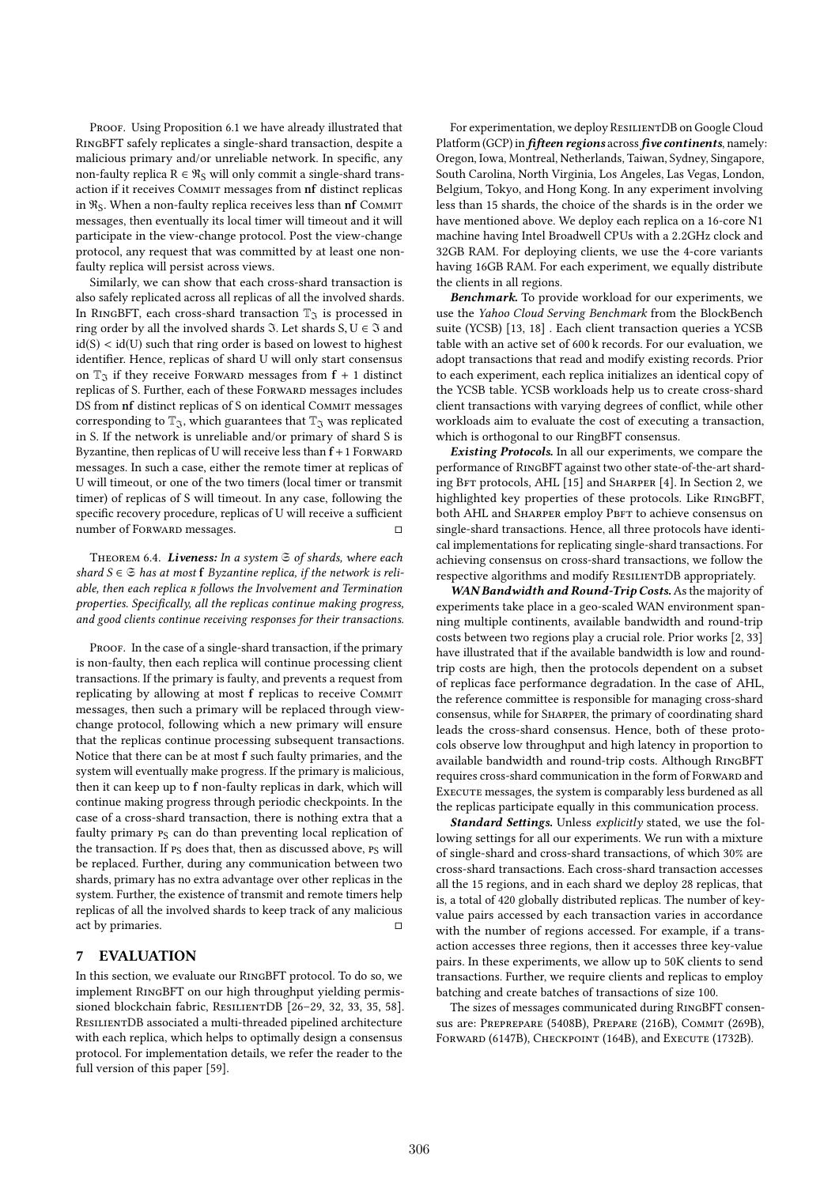Proof. Using Proposition 6.1 we have already illustrated that RingBFT safely replicates a single-shard transaction, despite a malicious primary and/or unreliable network. In specific, any non-faulty replica $R \in \mathfrak{R}_S$ will only commit a single-shard transaction if it receives Commit messages from $\mathbf{nf}$ distinct replicas in $\mathfrak{R}_S$. When a non-faulty replica receives less than $\mathbf{nf}$ Commit messages, then eventually its local timer will timeout and it will participate in the view-change protocol. Post the view-change protocol, any request that was committed by at least one non-faulty replica will persist across views.

Similarly, we can show that each cross-shard transaction is also safely replicated across all replicas of all the involved shards. In RingBFT, each cross-shard transaction $\mathbb{T}_{\mathfrak{I}}$ is processed in ring order by all the involved shards $\mathfrak{I}$. Let shards $S, U \in \mathfrak{I}$ and $id(S) < id(U)$ such that ring order is based on lowest to highest identifier. Hence, replicas of shard U will only start consensus on $\mathbb{T}_{\mathfrak{I}}$ if they receive Forward messages from $\mathbf{f} + 1$ distinct replicas of S. Further, each of these Forward messages includes DS from $\mathbf{nf}$ distinct replicas of S on identical Commit messages corresponding to $\mathbb{T}_{\mathfrak{I}}$, which guarantees that $\mathbb{T}_{\mathfrak{I}}$ was replicated in S. If the network is unreliable and/or primary of shard S is Byzantine, then replicas of U will receive less than $\mathbf{f}+1$ Forward messages. In such a case, either the remote timer at replicas of U will timeout, or one of the two timers (local timer or transmit timer) of replicas of S will timeout. In any case, following the specific recovery procedure, replicas of U will receive a sufficient number of Forward messages. □

Theorem 6.4. ***Liveness:*** *In a system $\mathfrak{S}$ of shards, where each shard $S \in \mathfrak{S}$ has at most $\mathbf{f}$ Byzantine replica, if the network is reliable, then each replica $R$ follows the Involvement and Termination properties. Specifically, all the replicas continue making progress, and good clients continue receiving responses for their transactions.*

Proof. In the case of a single-shard transaction, if the primary is non-faulty, then each replica will continue processing client transactions. If the primary is faulty, and prevents a request from replicating by allowing at most $\mathbf{f}$ replicas to receive Commit messages, then such a primary will be replaced through view-change protocol, following which a new primary will ensure that the replicas continue processing subsequent transactions. Notice that there can be at most $\mathbf{f}$ such faulty primaries, and the system will eventually make progress. If the primary is malicious, then it can keep up to $\mathbf{f}$ non-faulty replicas in dark, which will continue making progress through periodic checkpoints. In the case of a cross-shard transaction, there is nothing extra that a faulty primary $P_S$ can do than preventing local replication of the transaction. If $P_S$ does that, then as discussed above, $P_S$ will be replaced. Further, during any communication between two shards, primary has no extra advantage over other replicas in the system. Further, the existence of transmit and remote timers help replicas of all the involved shards to keep track of any malicious act by primaries. □

## 7 EVALUATION

In this section, we evaluate our RingBFT protocol. To do so, we implement RingBFT on our high throughput yielding permissioned blockchain fabric, ResilientDB [26–29, 32, 33, 35, 58]. ResilientDB associated a multi-threaded pipelined architecture with each replica, which helps to optimally design a consensus protocol. For implementation details, we refer the reader to the full version of this paper [59].

For experimentation, we deploy ResilientDB on Google Cloud Platform (GCP) in ***fifteen regions*** across ***five continents***, namely: Oregon, Iowa, Montreal, Netherlands, Taiwan, Sydney, Singapore, South Carolina, North Virginia, Los Angeles, Las Vegas, London, Belgium, Tokyo, and Hong Kong. In any experiment involving less than 15 shards, the choice of the shards is in the order we have mentioned above. We deploy each replica on a 16-core N1 machine having Intel Broadwell CPUs with a 2.2GHz clock and 32GB RAM. For deploying clients, we use the 4-core variants having 16GB RAM. For each experiment, we equally distribute the clients in all regions.

***Benchmark.*** To provide workload for our experiments, we use the *Yahoo Cloud Serving Benchmark* from the BlockBench suite (YCSB) [13, 18] . Each client transaction queries a YCSB table with an active set of 600 k records. For our evaluation, we adopt transactions that read and modify existing records. Prior to each experiment, each replica initializes an identical copy of the YCSB table. YCSB workloads help us to create cross-shard client transactions with varying degrees of conflict, while other workloads aim to evaluate the cost of executing a transaction, which is orthogonal to our RingBFT consensus.

***Existing Protocols.*** In all our experiments, we compare the performance of RingBFT against two other state-of-the-art sharding Bft protocols, AHL [15] and Sharper [4]. In Section 2, we highlighted key properties of these protocols. Like RingBFT, both AHL and Sharper employ Pbft to achieve consensus on single-shard transactions. Hence, all three protocols have identical implementations for replicating single-shard transactions. For achieving consensus on cross-shard transactions, we follow the respective algorithms and modify ResilientDB appropriately.

***WAN Bandwidth and Round-Trip Costs.*** As the majority of experiments take place in a geo-scaled WAN environment spanning multiple continents, available bandwidth and round-trip costs between two regions play a crucial role. Prior works [2, 33] have illustrated that if the available bandwidth is low and round-trip costs are high, then the protocols dependent on a subset of replicas face performance degradation. In the case of AHL, the reference committee is responsible for managing cross-shard consensus, while for Sharper, the primary of coordinating shard leads the cross-shard consensus. Hence, both of these protocols observe low throughput and high latency in proportion to available bandwidth and round-trip costs. Although RingBFT requires cross-shard communication in the form of Forward and Execute messages, the system is comparably less burdened as all the replicas participate equally in this communication process.

***Standard Settings.*** Unless *explicitly* stated, we use the following settings for all our experiments. We run with a mixture of single-shard and cross-shard transactions, of which 30% are cross-shard transactions. Each cross-shard transaction accesses all the 15 regions, and in each shard we deploy 28 replicas, that is, a total of 420 globally distributed replicas. The number of key-value pairs accessed by each transaction varies in accordance with the number of regions accessed. For example, if a transaction accesses three regions, then it accesses three key-value pairs. In these experiments, we allow up to 50K clients to send transactions. Further, we require clients and replicas to employ batching and create batches of transactions of size 100.

The sizes of messages communicated during RingBFT consensus are: Preprepare (5408B), Prepare (216B), Commit (269B), Forward (6147B), Checkpoint (164B), and Execute (1732B).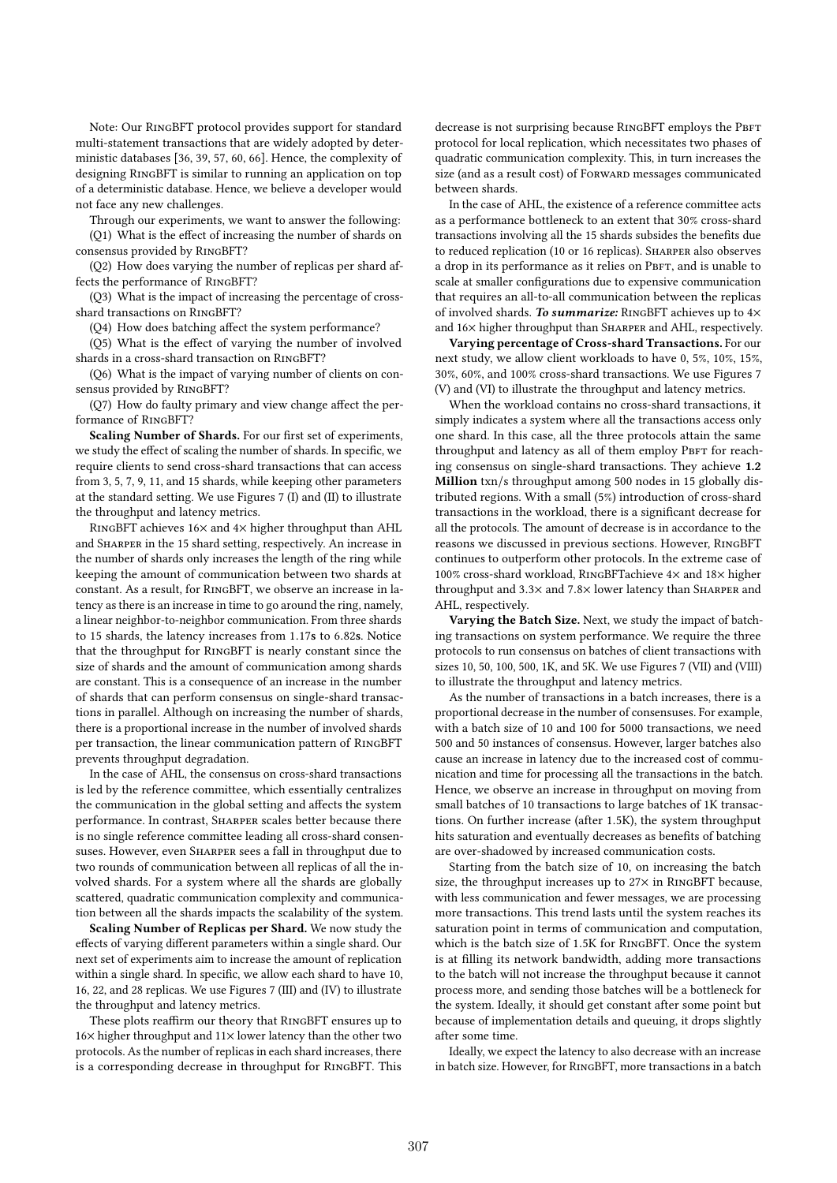Note: Our RingBFT protocol provides support for standard multi-statement transactions that are widely adopted by deterministic databases [36, 39, 57, 60, 66]. Hence, the complexity of designing RingBFT is similar to running an application on top of a deterministic database. Hence, we believe a developer would not face any new challenges.

Through our experiments, we want to answer the following:

(Q1) What is the effect of increasing the number of shards on consensus provided by RingBFT?

(Q2) How does varying the number of replicas per shard affects the performance of RingBFT?

(Q3) What is the impact of increasing the percentage of cross-shard transactions on RingBFT?

(Q4) How does batching affect the system performance?

(Q5) What is the effect of varying the number of involved shards in a cross-shard transaction on RingBFT?

(Q6) What is the impact of varying number of clients on consensus provided by RingBFT?

(Q7) How do faulty primary and view change affect the performance of RingBFT?

**Scaling Number of Shards.** For our first set of experiments, we study the effect of scaling the number of shards. In specific, we require clients to send cross-shard transactions that can access from 3, 5, 7, 9, 11, and 15 shards, while keeping other parameters at the standard setting. We use Figures 7 (I) and (II) to illustrate the throughput and latency metrics.

RingBFT achieves 16× and 4× higher throughput than AHL and Sharper in the 15 shard setting, respectively. An increase in the number of shards only increases the length of the ring while keeping the amount of communication between two shards at constant. As a result, for RingBFT, we observe an increase in latency as there is an increase in time to go around the ring, namely, a linear neighbor-to-neighbor communication. From three shards to 15 shards, the latency increases from 1.17**s** to 6.82**s**. Notice that the throughput for RingBFT is nearly constant since the size of shards and the amount of communication among shards are constant. This is a consequence of an increase in the number of shards that can perform consensus on single-shard transactions in parallel. Although on increasing the number of shards, there is a proportional increase in the number of involved shards per transaction, the linear communication pattern of RingBFT prevents throughput degradation.

In the case of AHL, the consensus on cross-shard transactions is led by the reference committee, which essentially centralizes the communication in the global setting and affects the system performance. In contrast, Sharper scales better because there is no single reference committee leading all cross-shard consensuses. However, even Sharper sees a fall in throughput due to two rounds of communication between all replicas of all the involved shards. For a system where all the shards are globally scattered, quadratic communication complexity and communication between all the shards impacts the scalability of the system.

**Scaling Number of Replicas per Shard.** We now study the effects of varying different parameters within a single shard. Our next set of experiments aim to increase the amount of replication within a single shard. In specific, we allow each shard to have 10, 16, 22, and 28 replicas. We use Figures 7 (III) and (IV) to illustrate the throughput and latency metrics.

These plots reaffirm our theory that RingBFT ensures up to 16× higher throughput and 11× lower latency than the other two protocols. As the number of replicas in each shard increases, there is a corresponding decrease in throughput for RingBFT. This decrease is not surprising because RingBFT employs the Pbft protocol for local replication, which necessitates two phases of quadratic communication complexity. This, in turn increases the size (and as a result cost) of Forward messages communicated between shards.

In the case of AHL, the existence of a reference committee acts as a performance bottleneck to an extent that 30% cross-shard transactions involving all the 15 shards subsides the benefits due to reduced replication (10 or 16 replicas). Sharper also observes a drop in its performance as it relies on Pbft, and is unable to scale at smaller configurations due to expensive communication that requires an all-to-all communication between the replicas of involved shards. ***To summarize:*** RingBFT achieves up to 4× and 16× higher throughput than Sharper and AHL, respectively.

**Varying percentage of Cross-shard Transactions.** For our next study, we allow client workloads to have 0, 5%, 10%, 15%, 30%, 60%, and 100% cross-shard transactions. We use Figures 7 (V) and (VI) to illustrate the throughput and latency metrics.

When the workload contains no cross-shard transactions, it simply indicates a system where all the transactions access only one shard. In this case, all the three protocols attain the same throughput and latency as all of them employ Pbft for reaching consensus on single-shard transactions. They achieve **1.2 Million** txn/s throughput among 500 nodes in 15 globally distributed regions. With a small (5%) introduction of cross-shard transactions in the workload, there is a significant decrease for all the protocols. The amount of decrease is in accordance to the reasons we discussed in previous sections. However, RingBFT continues to outperform other protocols. In the extreme case of 100% cross-shard workload, RingBFTachieve 4× and 18× higher throughput and 3.3× and 7.8× lower latency than Sharper and AHL, respectively.

**Varying the Batch Size.** Next, we study the impact of batching transactions on system performance. We require the three protocols to run consensus on batches of client transactions with sizes 10, 50, 100, 500, 1K, and 5K. We use Figures 7 (VII) and (VIII) to illustrate the throughput and latency metrics.

As the number of transactions in a batch increases, there is a proportional decrease in the number of consensuses. For example, with a batch size of 10 and 100 for 5000 transactions, we need 500 and 50 instances of consensus. However, larger batches also cause an increase in latency due to the increased cost of communication and time for processing all the transactions in the batch. Hence, we observe an increase in throughput on moving from small batches of 10 transactions to large batches of 1K transactions. On further increase (after 1.5K), the system throughput hits saturation and eventually decreases as benefits of batching are over-shadowed by increased communication costs.

Starting from the batch size of 10, on increasing the batch size, the throughput increases up to 27× in RingBFT because, with less communication and fewer messages, we are processing more transactions. This trend lasts until the system reaches its saturation point in terms of communication and computation, which is the batch size of 1.5K for RingBFT. Once the system is at filling its network bandwidth, adding more transactions to the batch will not increase the throughput because it cannot process more, and sending those batches will be a bottleneck for the system. Ideally, it should get constant after some point but because of implementation details and queuing, it drops slightly after some time.

Ideally, we expect the latency to also decrease with an increase in batch size. However, for RingBFT, more transactions in a batch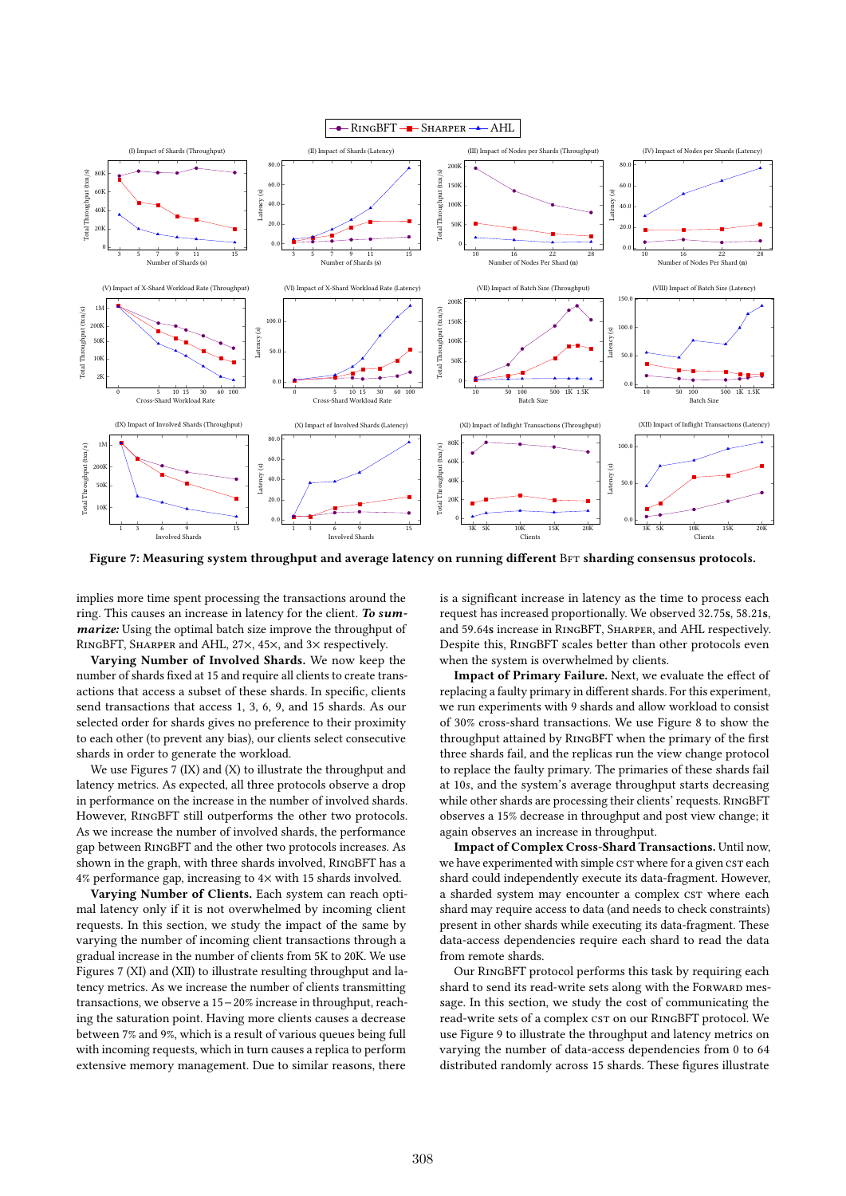**Figure 7: Measuring system throughput and average latency on running different BFT sharding consensus protocols.**

implies more time spent processing the transactions around the ring. This causes an increase in latency for the client. ***To summarize:*** Using the optimal batch size improve the throughput of RingBFT, Sharper and AHL, 27×, 45×, and 3× respectively.

**Varying Number of Involved Shards.** We now keep the number of shards fixed at 15 and require all clients to create transactions that access a subset of these shards. In specific, clients send transactions that access 1, 3, 6, 9, and 15 shards. As our selected order for shards gives no preference to their proximity to each other (to prevent any bias), our clients select consecutive shards in order to generate the workload.

We use Figures 7 (IX) and (X) to illustrate the throughput and latency metrics. As expected, all three protocols observe a drop in performance on the increase in the number of involved shards. However, RingBFT still outperforms the other two protocols. As we increase the number of involved shards, the performance gap between RingBFT and the other two protocols increases. As shown in the graph, with three shards involved, RingBFT has a 4% performance gap, increasing to 4× with 15 shards involved.

**Varying Number of Clients.** Each system can reach optimal latency only if it is not overwhelmed by incoming client requests. In this section, we study the impact of the same by varying the number of incoming client transactions through a gradual increase in the number of clients from 5K to 20K. We use Figures 7 (XI) and (XII) to illustrate resulting throughput and latency metrics. As we increase the number of clients transmitting transactions, we observe a 15−20% increase in throughput, reaching the saturation point. Having more clients causes a decrease between 7% and 9%, which is a result of various queues being full with incoming requests, which in turn causes a replica to perform extensive memory management. Due to similar reasons, there is a significant increase in latency as the time to process each request has increased proportionally. We observed 32.75**s**, 58.21**s**, and 59.64**s** increase in RingBFT, Sharper, and AHL respectively. Despite this, RingBFT scales better than other protocols even when the system is overwhelmed by clients.

**Impact of Primary Failure.** Next, we evaluate the effect of replacing a faulty primary in different shards. For this experiment, we run experiments with 9 shards and allow workload to consist of 30% cross-shard transactions. We use Figure 8 to show the throughput attained by RingBFT when the primary of the first three shards fail, and the replicas run the view change protocol to replace the faulty primary. The primaries of these shards fail at 10s, and the system's average throughput starts decreasing while other shards are processing their clients' requests. RingBFT observes a 15% decrease in throughput and post view change; it again observes an increase in throughput.

**Impact of Complex Cross-Shard Transactions.** Until now, we have experimented with simple CST where for a given CST each shard could independently execute its data-fragment. However, a sharded system may encounter a complex CST where each shard may require access to data (and needs to check constraints) present in other shards while executing its data-fragment. These data-access dependencies require each shard to read the data from remote shards.

Our RingBFT protocol performs this task by requiring each shard to send its read-write sets along with the Forward message. In this section, we study the cost of communicating the read-write sets of a complex CST on our RingBFT protocol. We use Figure 9 to illustrate the throughput and latency metrics on varying the number of data-access dependencies from 0 to 64 distributed randomly across 15 shards. These figures illustrate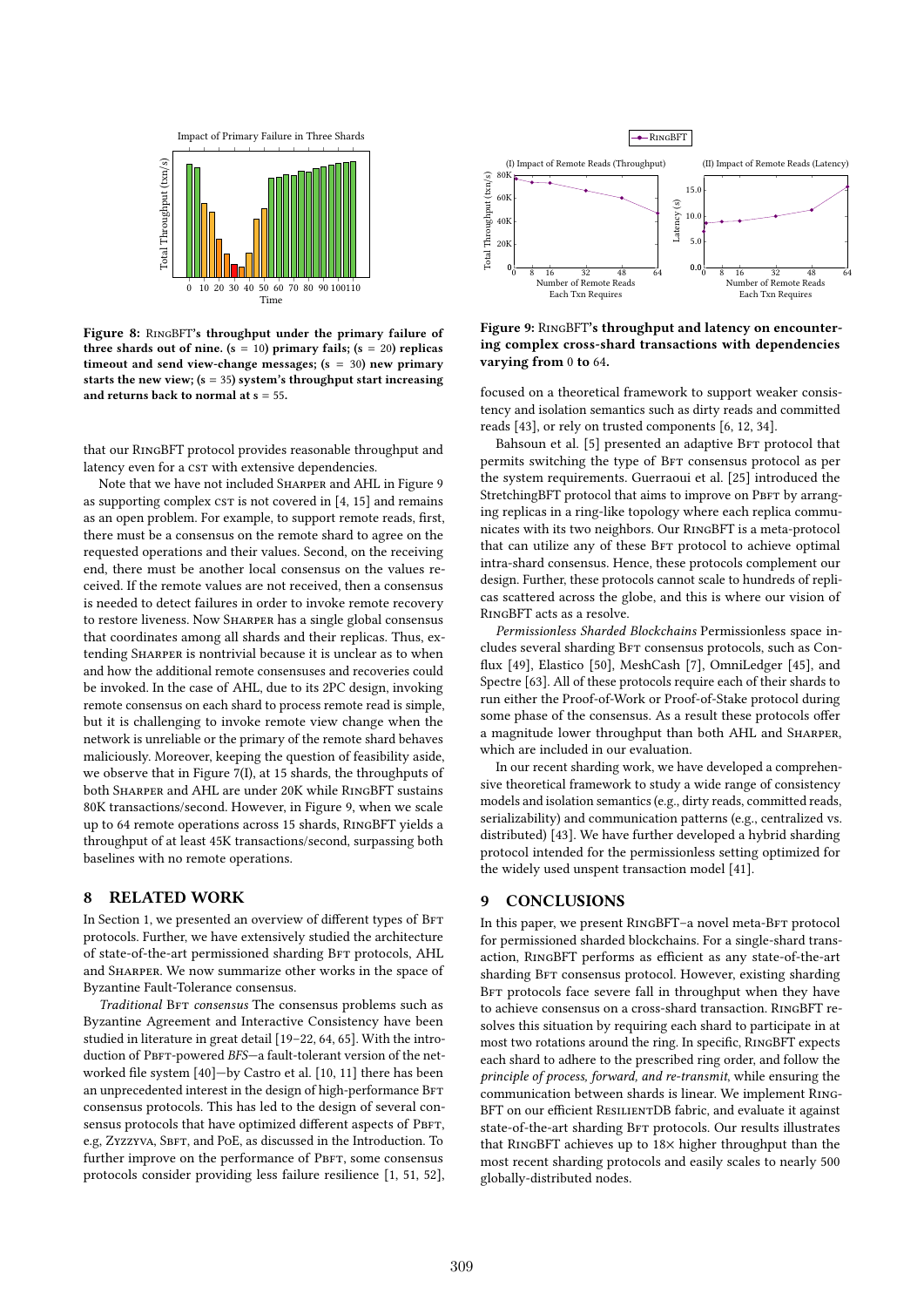Figure 8: RingBFT's throughput under the primary failure of three shards out of nine. ($s$ = 10) primary fails; ($s$ = 20) replicas timeout and send view-change messages; ($s$ = 30) new primary starts the new view; ($s$ = 35) system's throughput start increasing and returns back to normal at $s$ = 55.

Figure 9: RingBFT's throughput and latency on encountering complex cross-shard transactions with dependencies varying from 0 to 64.

that our RingBFT protocol provides reasonable throughput and latency even for a cst with extensive dependencies.

Note that we have not included Sharper and AHL in Figure 9 as supporting complex cst is not covered in [4, 15] and remains as an open problem. For example, to support remote reads, first, there must be a consensus on the remote shard to agree on the requested operations and their values. Second, on the receiving end, there must be another local consensus on the values received. If the remote values are not received, then a consensus is needed to detect failures in order to invoke remote recovery to restore liveness. Now Sharper has a single global consensus that coordinates among all shards and their replicas. Thus, extending Sharper is nontrivial because it is unclear as to when and how the additional remote consensuses and recoveries could be invoked. In the case of AHL, due to its 2PC design, invoking remote consensus on each shard to process remote read is simple, but it is challenging to invoke remote view change when the network is unreliable or the primary of the remote shard behaves maliciously. Moreover, keeping the question of feasibility aside, we observe that in Figure 7(I), at 15 shards, the throughputs of both Sharper and AHL are under 20K while RingBFT sustains 80K transactions/second. However, in Figure 9, when we scale up to 64 remote operations across 15 shards, RingBFT yields a throughput of at least 45K transactions/second, surpassing both baselines with no remote operations.

## 8 RELATED WORK

In Section 1, we presented an overview of different types of Bft protocols. Further, we have extensively studied the architecture of state-of-the-art permissioned sharding Bft protocols, AHL and Sharper. We now summarize other works in the space of Byzantine Fault-Tolerance consensus.

*Traditional* Bft *consensus* The consensus problems such as Byzantine Agreement and Interactive Consistency have been studied in literature in great detail [19–22, 64, 65]. With the introduction of Pbft-powered *BFS*—a fault-tolerant version of the networked file system [40]—by Castro et al. [10, 11] there has been an unprecedented interest in the design of high-performance Bft consensus protocols. This has led to the design of several consensus protocols that have optimized different aspects of Pbft, e.g, Zyzzyva, Sbft, and PoE, as discussed in the Introduction. To further improve on the performance of Pbft, some consensus protocols consider providing less failure resilience [1, 51, 52], focused on a theoretical framework to support weaker consistency and isolation semantics such as dirty reads and committed reads [43], or rely on trusted components [6, 12, 34].

Bahsoun et al. [5] presented an adaptive Bft protocol that permits switching the type of Bft consensus protocol as per the system requirements. Guerraoui et al. [25] introduced the StretchingBFT protocol that aims to improve on Pbft by arranging replicas in a ring-like topology where each replica communicates with its two neighbors. Our RingBFT is a meta-protocol that can utilize any of these Bft protocol to achieve optimal intra-shard consensus. Hence, these protocols complement our design. Further, these protocols cannot scale to hundreds of replicas scattered across the globe, and this is where our vision of RingBFT acts as a resolve.

*Permissionless Sharded Blockchains* Permissionless space includes several sharding Bft consensus protocols, such as Conflux [49], Elastico [50], MeshCash [7], OmniLedger [45], and Spectre [63]. All of these protocols require each of their shards to run either the Proof-of-Work or Proof-of-Stake protocol during some phase of the consensus. As a result these protocols offer a magnitude lower throughput than both AHL and Sharper, which are included in our evaluation.

In our recent sharding work, we have developed a comprehensive theoretical framework to study a wide range of consistency models and isolation semantics (e.g., dirty reads, committed reads, serializability) and communication patterns (e.g., centralized vs. distributed) [43]. We have further developed a hybrid sharding protocol intended for the permissionless setting optimized for the widely used unspent transaction model [41].

## 9 CONCLUSIONS

In this paper, we present RingBFT–a novel meta-Bft protocol for permissioned sharded blockchains. For a single-shard transaction, RingBFT performs as efficient as any state-of-the-art sharding Bft consensus protocol. However, existing sharding Bft protocols face severe fall in throughput when they have to achieve consensus on a cross-shard transaction. RingBFT resolves this situation by requiring each shard to participate in at most two rotations around the ring. In specific, RingBFT expects each shard to adhere to the prescribed ring order, and follow the *principle of process, forward, and re-transmit*, while ensuring the communication between shards is linear. We implement RingBFT on our efficient ResilientDB fabric, and evaluate it against state-of-the-art sharding Bft protocols. Our results illustrates that RingBFT achieves up to 18× higher throughput than the most recent sharding protocols and easily scales to nearly 500 globally-distributed nodes.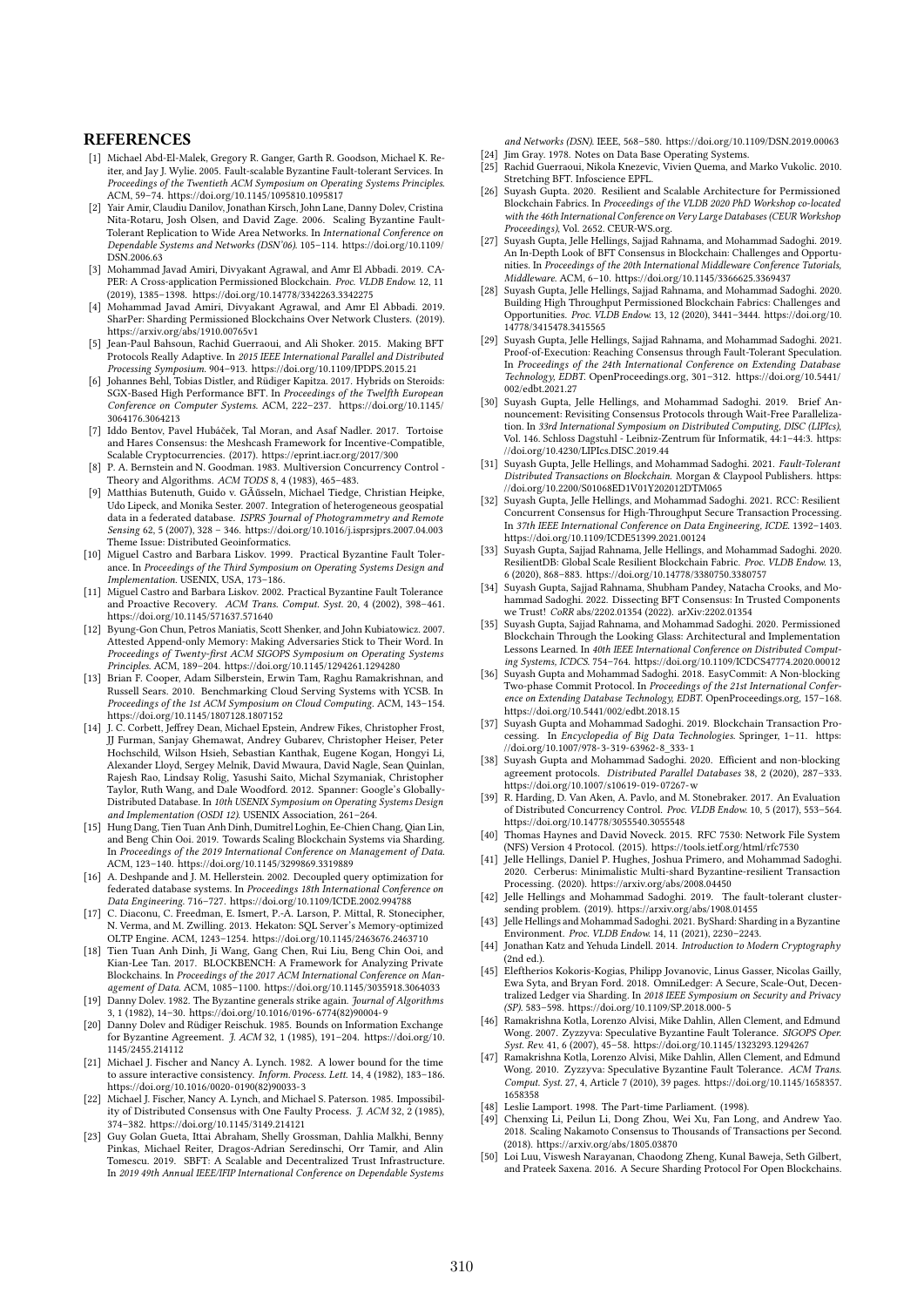## REFERENCES

- [1] Michael Abd-El-Malek, Gregory R. Ganger, Garth R. Goodson, Michael K. Reiter, and Jay J. Wylie. 2005. Fault-scalable Byzantine Fault-tolerant Services. In *Proceedings of the Twentieth ACM Symposium on Operating Systems Principles*. ACM, 59–74. https://doi.org/10.1145/1095810.1095817
- [2] Yair Amir, Claudiu Danilov, Jonathan Kirsch, John Lane, Danny Dolev, Cristina Nita-Rotaru, Josh Olsen, and David Zage. 2006. Scaling Byzantine Fault-Tolerant Replication to Wide Area Networks. In *International Conference on Dependable Systems and Networks (DSN'06)*. 105–114. https://doi.org/10.1109/DSN.2006.63
- [3] Mohammad Javad Amiri, Divyakant Agrawal, and Amr El Abbadi. 2019. CAPER: A Cross-application Permissioned Blockchain. *Proc. VLDB Endow.* 12, 11 (2019), 1385–1398. https://doi.org/10.14778/3342263.3342275
- [4] Mohammad Javad Amiri, Divyakant Agrawal, and Amr El Abbadi. 2019. SharPer: Sharding Permissioned Blockchains Over Network Clusters. (2019). https://arxiv.org/abs/1910.00765v1
- [5] Jean-Paul Bahsoun, Rachid Guerraoui, and Ali Shoker. 2015. Making BFT Protocols Really Adaptive. In *2015 IEEE International Parallel and Distributed Processing Symposium*. 904–913. https://doi.org/10.1109/IPDPS.2015.21
- [6] Johannes Behl, Tobias Distler, and Rüdiger Kapitza. 2017. Hybrids on Steroids: SGX-Based High Performance BFT. In *Proceedings of the Twelfth European Conference on Computer Systems*. ACM, 222–237. https://doi.org/10.1145/3064176.3064213
- [7] Iddo Bentov, Pavel Hubáček, Tal Moran, and Asaf Nadler. 2017. Tortoise and Hares Consensus: the Meshcash Framework for Incentive-Compatible, Scalable Cryptocurrencies. (2017). https://eprint.iacr.org/2017/300
- [8] P. A. Bernstein and N. Goodman. 1983. Multiversion Concurrency Control - Theory and Algorithms. *ACM TODS* 8, 4 (1983), 465–483.
- [9] Matthias Butenuth, Guido v. GÃűsseln, Michael Tiedge, Christian Heipke, Udo Lipeck, and Monika Sester. 2007. Integration of heterogeneous geospatial data in a federated database. *ISPRS Journal of Photogrammetry and Remote Sensing* 62, 5 (2007), 328 – 346. https://doi.org/10.1016/j.isprsjprs.2007.04.003 Theme Issue: Distributed Geoinformatics.
- [10] Miguel Castro and Barbara Liskov. 1999. Practical Byzantine Fault Tolerance. In *Proceedings of the Third Symposium on Operating Systems Design and Implementation*. USENIX, USA, 173–186.
- [11] Miguel Castro and Barbara Liskov. 2002. Practical Byzantine Fault Tolerance and Proactive Recovery. *ACM Trans. Comput. Syst.* 20, 4 (2002), 398–461. https://doi.org/10.1145/571637.571640
- [12] Byung-Gon Chun, Petros Maniatis, Scott Shenker, and John Kubiatowicz. 2007. Attested Append-only Memory: Making Adversaries Stick to Their Word. In *Proceedings of Twenty-first ACM SIGOPS Symposium on Operating Systems Principles*. ACM, 189–204. https://doi.org/10.1145/1294261.1294280
- [13] Brian F. Cooper, Adam Silberstein, Erwin Tam, Raghu Ramakrishnan, and Russell Sears. 2010. Benchmarking Cloud Serving Systems with YCSB. In *Proceedings of the 1st ACM Symposium on Cloud Computing*. ACM, 143–154. https://doi.org/10.1145/1807128.1807152
- [14] J. C. Corbett, Jeffrey Dean, Michael Epstein, Andrew Fikes, Christopher Frost, JJ Furman, Sanjay Ghemawat, Andrey Gubarev, Christopher Heiser, Peter Hochschild, Wilson Hsieh, Sebastian Kanthak, Eugene Kogan, Hongyi Li, Alexander Lloyd, Sergey Melnik, David Mwaura, David Nagle, Sean Quinlan, Rajesh Rao, Lindsay Rolig, Yasushi Saito, Michal Szymaniak, Christopher Taylor, Ruth Wang, and Dale Woodford. 2012. Spanner: Google's Globally-Distributed Database. In *10th USENIX Symposium on Operating Systems Design and Implementation (OSDI 12)*. USENIX Association, 261–264.
- [15] Hung Dang, Tien Tuan Anh Dinh, Dumitrel Loghin, Ee-Chien Chang, Qian Lin, and Beng Chin Ooi. 2019. Towards Scaling Blockchain Systems via Sharding. In *Proceedings of the 2019 International Conference on Management of Data*. ACM, 123–140. https://doi.org/10.1145/3299869.3319889
- [16] A. Deshpande and J. M. Hellerstein. 2002. Decoupled query optimization for federated database systems. In *Proceedings 18th International Conference on Data Engineering*. 716–727. https://doi.org/10.1109/ICDE.2002.994788
- [17] C. Diaconu, C. Freedman, E. Ismert, P.-A. Larson, P. Mittal, R. Stonecipher, N. Verma, and M. Zwilling. 2013. Hekaton: SQL Server's Memory-optimized OLTP Engine. ACM, 1243–1254. https://doi.org/10.1145/2463676.2463710
- [18] Tien Tuan Anh Dinh, Ji Wang, Gang Chen, Rui Liu, Beng Chin Ooi, and Kian-Lee Tan. 2017. BLOCKBENCH: A Framework for Analyzing Private Blockchains. In *Proceedings of the 2017 ACM International Conference on Management of Data*. ACM, 1085–1100. https://doi.org/10.1145/3035918.3064033
- [19] Danny Dolev. 1982. The Byzantine generals strike again. *Journal of Algorithms* 3, 1 (1982), 14–30. https://doi.org/10.1016/0196-6774(82)90004-9
- [20] Danny Dolev and Rüdiger Reischuk. 1985. Bounds on Information Exchange for Byzantine Agreement. *J. ACM* 32, 1 (1985), 191–204. https://doi.org/10.1145/2455.214112
- [21] Michael J. Fischer and Nancy A. Lynch. 1982. A lower bound for the time to assure interactive consistency. *Inform. Process. Lett.* 14, 4 (1982), 183–186. https://doi.org/10.1016/0020-0190(82)90033-3
- [22] Michael J. Fischer, Nancy A. Lynch, and Michael S. Paterson. 1985. Impossibility of Distributed Consensus with One Faulty Process. *J. ACM* 32, 2 (1985), 374–382. https://doi.org/10.1145/3149.214121
- [23] Guy Golan Gueta, Ittai Abraham, Shelly Grossman, Dahlia Malkhi, Benny Pinkas, Michael Reiter, Dragos-Adrian Seredinschi, Orr Tamir, and Alin Tomescu. 2019. SBFT: A Scalable and Decentralized Trust Infrastructure. In *2019 49th Annual IEEE/IFIP International Conference on Dependable Systems and Networks (DSN)*. IEEE, 568–580. https://doi.org/10.1109/DSN.2019.00063
- [24] Jim Gray. 1978. Notes on Data Base Operating Systems.
- [25] Rachid Guerraoui, Nikola Knezevic, Vivien Quema, and Marko Vukolic. 2010. Stretching BFT. Infoscience EPFL.
- [26] Suyash Gupta. 2020. Resilient and Scalable Architecture for Permissioned Blockchain Fabrics. In *Proceedings of the VLDB 2020 PhD Workshop co-located with the 46th International Conference on Very Large Databases (CEUR Workshop Proceedings)*, Vol. 2652. CEUR-WS.org.
- [27] Suyash Gupta, Jelle Hellings, Sajjad Rahnama, and Mohammad Sadoghi. 2019. An In-Depth Look of BFT Consensus in Blockchain: Challenges and Opportunities. In *Proceedings of the 20th International Middleware Conference Tutorials, Middleware*. ACM, 6–10. https://doi.org/10.1145/3366625.3369437
- [28] Suyash Gupta, Jelle Hellings, Sajjad Rahnama, and Mohammad Sadoghi. 2020. Building High Throughput Permissioned Blockchain Fabrics: Challenges and Opportunities. *Proc. VLDB Endow.* 13, 12 (2020), 3441–3444. https://doi.org/10.14778/3415478.3415565
- [29] Suyash Gupta, Jelle Hellings, Sajjad Rahnama, and Mohammad Sadoghi. 2021. Proof-of-Execution: Reaching Consensus through Fault-Tolerant Speculation. In *Proceedings of the 24th International Conference on Extending Database Technology, EDBT*. OpenProceedings.org, 301–312. https://doi.org/10.5441/002/edbt.2021.27
- [30] Suyash Gupta, Jelle Hellings, and Mohammad Sadoghi. 2019. Brief Announcement: Revisiting Consensus Protocols through Wait-Free Parallelization. In *33rd International Symposium on Distributed Computing, DISC (LIPIcs)*, Vol. 146. Schloss Dagstuhl - Leibniz-Zentrum für Informatik, 44:1–44:3. https://doi.org/10.4230/LIPIcs.DISC.2019.44
- [31] Suyash Gupta, Jelle Hellings, and Mohammad Sadoghi. 2021. *Fault-Tolerant Distributed Transactions on Blockchain*. Morgan & Claypool Publishers. https://doi.org/10.2200/S01068ED1V01Y202012DTM065
- [32] Suyash Gupta, Jelle Hellings, and Mohammad Sadoghi. 2021. RCC: Resilient Concurrent Consensus for High-Throughput Secure Transaction Processing. In *37th IEEE International Conference on Data Engineering, ICDE*. 1392–1403. https://doi.org/10.1109/ICDE51399.2021.00124
- [33] Suyash Gupta, Sajjad Rahnama, Jelle Hellings, and Mohammad Sadoghi. 2020. ResilientDB: Global Scale Resilient Blockchain Fabric. *Proc. VLDB Endow.* 13, 6 (2020), 868–883. https://doi.org/10.14778/3380750.3380757
- [34] Suyash Gupta, Sajjad Rahnama, Shubham Pandey, Natacha Crooks, and Mohammad Sadoghi. 2022. Dissecting BFT Consensus: In Trusted Components we Trust! *CoRR* abs/2202.01354 (2022). arXiv:2202.01354
- [35] Suyash Gupta, Sajjad Rahnama, and Mohammad Sadoghi. 2020. Permissioned Blockchain Through the Looking Glass: Architectural and Implementation Lessons Learned. In *40th IEEE International Conference on Distributed Computing Systems, ICDCS*. 754–764. https://doi.org/10.1109/ICDCS47774.2020.00012
- [36] Suyash Gupta and Mohammad Sadoghi. 2018. EasyCommit: A Non-blocking Two-phase Commit Protocol. In *Proceedings of the 21st International Conference on Extending Database Technology, EDBT*. OpenProceedings.org, 157–168. https://doi.org/10.5441/002/edbt.2018.15
- [37] Suyash Gupta and Mohammad Sadoghi. 2019. Blockchain Transaction Processing. In *Encyclopedia of Big Data Technologies*. Springer, 1–11. https://doi.org/10.1007/978-3-319-63962-8_333-1
- [38] Suyash Gupta and Mohammad Sadoghi. 2020. Efficient and non-blocking agreement protocols. *Distributed Parallel Databases* 38, 2 (2020), 287–333. https://doi.org/10.1007/s10619-019-07267-w
- [39] R. Harding, D. Van Aken, A. Pavlo, and M. Stonebraker. 2017. An Evaluation of Distributed Concurrency Control. *Proc. VLDB Endow.* 10, 5 (2017), 553–564. https://doi.org/10.14778/3055540.3055548
- [40] Thomas Haynes and David Noveck. 2015. RFC 7530: Network File System (NFS) Version 4 Protocol. (2015). https://tools.ietf.org/html/rfc7530
- [41] Jelle Hellings, Daniel P. Hughes, Joshua Primero, and Mohammad Sadoghi. 2020. Cerberus: Minimalistic Multi-shard Byzantine-resilient Transaction Processing. (2020). https://arxiv.org/abs/2008.04450
- [42] Jelle Hellings and Mohammad Sadoghi. 2019. The fault-tolerant cluster-sending problem. (2019). https://arxiv.org/abs/1908.01455
- [43] Jelle Hellings and Mohammad Sadoghi. 2021. ByShard: Sharding in a Byzantine Environment. *Proc. VLDB Endow.* 14, 11 (2021), 2230–2243.
- [44] Jonathan Katz and Yehuda Lindell. 2014. *Introduction to Modern Cryptography* (2nd ed.).
- [45] Eleftherios Kokoris-Kogias, Philipp Jovanovic, Linus Gasser, Nicolas Gailly, Ewa Syta, and Bryan Ford. 2018. OmniLedger: A Secure, Scale-Out, Decentralized Ledger via Sharding. In *2018 IEEE Symposium on Security and Privacy (SP)*. 583–598. https://doi.org/10.1109/SP.2018.000-5
- [46] Ramakrishna Kotla, Lorenzo Alvisi, Mike Dahlin, Allen Clement, and Edmund Wong. 2007. Zyzzyva: Speculative Byzantine Fault Tolerance. *SIGOPS Oper. Syst. Rev.* 41, 6 (2007), 45–58. https://doi.org/10.1145/1323293.1294267
- [47] Ramakrishna Kotla, Lorenzo Alvisi, Mike Dahlin, Allen Clement, and Edmund Wong. 2010. Zyzzyva: Speculative Byzantine Fault Tolerance. *ACM Trans. Comput. Syst.* 27, 4, Article 7 (2010), 39 pages. https://doi.org/10.1145/1658357.1658358
- [48] Leslie Lamport. 1998. The Part-time Parliament. (1998).
- [49] Chenxing Li, Peilun Li, Dong Zhou, Wei Xu, Fan Long, and Andrew Yao. 2018. Scaling Nakamoto Consensus to Thousands of Transactions per Second. (2018). https://arxiv.org/abs/1805.03870
- [50] Loi Luu, Viswesh Narayanan, Chaodong Zheng, Kunal Baweja, Seth Gilbert, and Prateek Saxena. 2016. A Secure Sharding Protocol For Open Blockchains.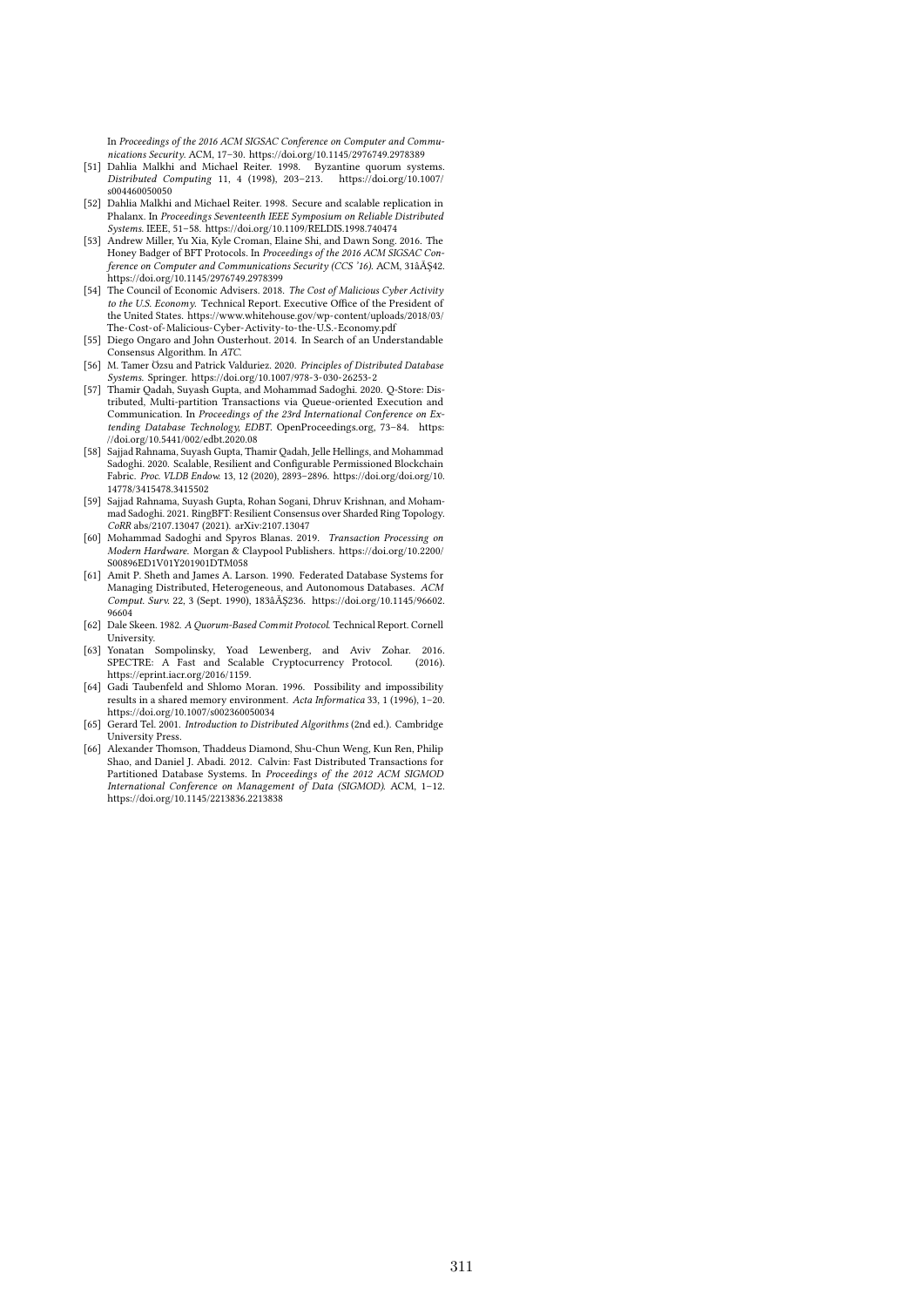In *Proceedings of the 2016 ACM SIGSAC Conference on Computer and Communications Security*. ACM, 17–30. https://doi.org/10.1145/2976749.2978389

[51] Dahlia Malkhi and Michael Reiter. 1998. Byzantine quorum systems. *Distributed Computing* 11, 4 (1998), 203–213. https://doi.org/10.1007/s004460050050

[52] Dahlia Malkhi and Michael Reiter. 1998. Secure and scalable replication in Phalanx. In *Proceedings Seventeenth IEEE Symposium on Reliable Distributed Systems*. IEEE, 51–58. https://doi.org/10.1109/RELDIS.1998.740474

[53] Andrew Miller, Yu Xia, Kyle Croman, Elaine Shi, and Dawn Song. 2016. The Honey Badger of BFT Protocols. In *Proceedings of the 2016 ACM SIGSAC Conference on Computer and Communications Security (CCS '16)*. ACM, 31âĂŞ42. https://doi.org/10.1145/2976749.2978399

[54] The Council of Economic Advisers. 2018. *The Cost of Malicious Cyber Activity to the U.S. Economy*. Technical Report. Executive Office of the President of the United States. https://www.whitehouse.gov/wp-content/uploads/2018/03/The-Cost-of-Malicious-Cyber-Activity-to-the-U.S.-Economy.pdf

[55] Diego Ongaro and John Ousterhout. 2014. In Search of an Understandable Consensus Algorithm. In *ATC*.

[56] M. Tamer Özsu and Patrick Valduriez. 2020. *Principles of Distributed Database Systems*. Springer. https://doi.org/10.1007/978-3-030-26253-2

[57] Thamir Qadah, Suyash Gupta, and Mohammad Sadoghi. 2020. Q-Store: Distributed, Multi-partition Transactions via Queue-oriented Execution and Communication. In *Proceedings of the 23rd International Conference on Extending Database Technology, EDBT*. OpenProceedings.org, 73–84. https://doi.org/10.5441/002/edbt.2020.08

[58] Sajjad Rahnama, Suyash Gupta, Thamir Qadah, Jelle Hellings, and Mohammad Sadoghi. 2020. Scalable, Resilient and Configurable Permissioned Blockchain Fabric. *Proc. VLDB Endow.* 13, 12 (2020), 2893–2896. https://doi.org/doi.org/10.14778/3415478.3415502

[59] Sajjad Rahnama, Suyash Gupta, Rohan Sogani, Dhruv Krishnan, and Mohammad Sadoghi. 2021. RingBFT: Resilient Consensus over Sharded Ring Topology. *CoRR* abs/2107.13047 (2021). arXiv:2107.13047

[60] Mohammad Sadoghi and Spyros Blanas. 2019. *Transaction Processing on Modern Hardware*. Morgan & Claypool Publishers. https://doi.org/10.2200/S00896ED1V01Y201901DTM058

[61] Amit P. Sheth and James A. Larson. 1990. Federated Database Systems for Managing Distributed, Heterogeneous, and Autonomous Databases. *ACM Comput. Surv.* 22, 3 (Sept. 1990), 183âĂŞ236. https://doi.org/10.1145/96602.96604

[62] Dale Skeen. 1982. *A Quorum-Based Commit Protocol*. Technical Report. Cornell University.

[63] Yonatan Sompolinsky, Yoad Lewenberg, and Aviv Zohar. 2016. SPECTRE: A Fast and Scalable Cryptocurrency Protocol. (2016). https://eprint.iacr.org/2016/1159.

[64] Gadi Taubenfeld and Shlomo Moran. 1996. Possibility and impossibility results in a shared memory environment. *Acta Informatica* 33, 1 (1996), 1–20. https://doi.org/10.1007/s002360050034

[65] Gerard Tel. 2001. *Introduction to Distributed Algorithms* (2nd ed.). Cambridge University Press.

[66] Alexander Thomson, Thaddeus Diamond, Shu-Chun Weng, Kun Ren, Philip Shao, and Daniel J. Abadi. 2012. Calvin: Fast Distributed Transactions for Partitioned Database Systems. In *Proceedings of the 2012 ACM SIGMOD International Conference on Management of Data (SIGMOD)*. ACM, 1–12. https://doi.org/10.1145/2213836.2213838